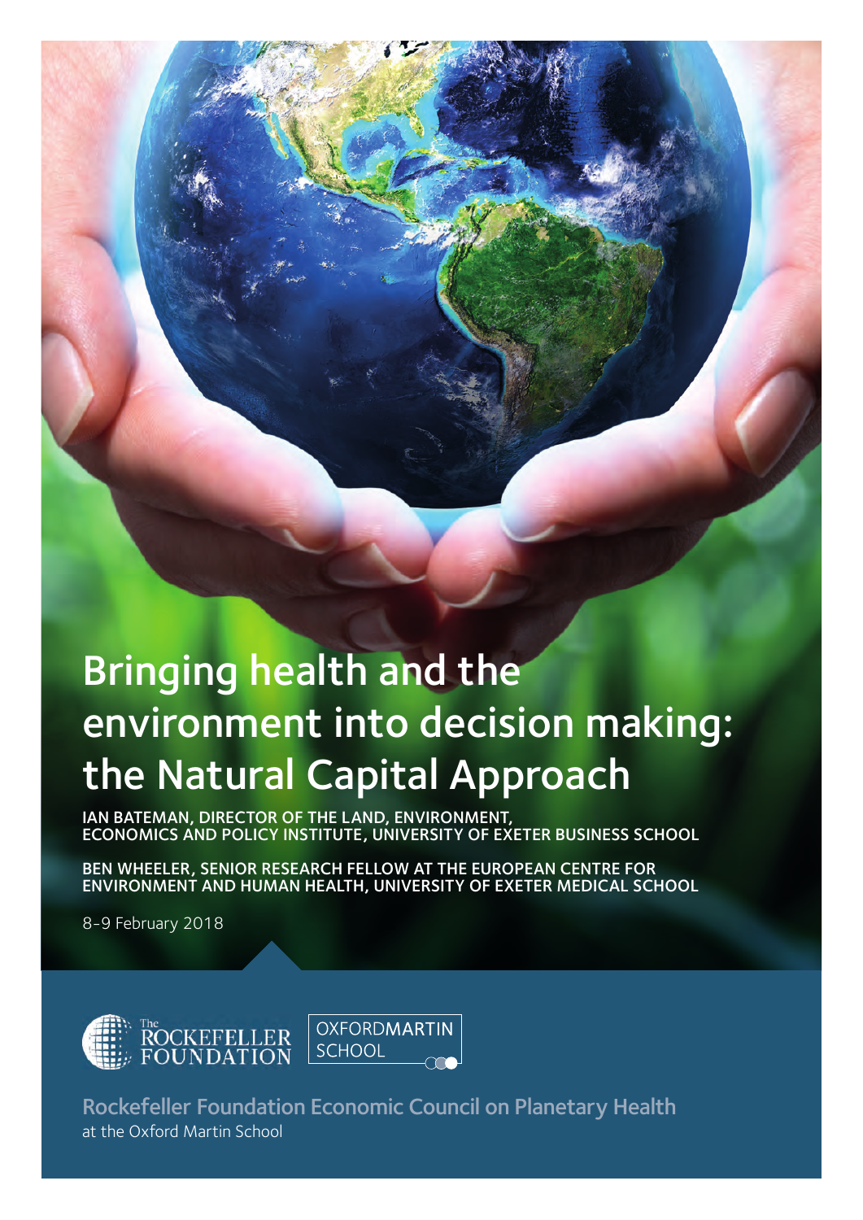# Bringing health and the environment into decision making: the Natural Capital Approach

**IAN BATEMAN, DIRECTOR OF THE LAND, ENVIRONMENT, ECONOMICS AND POLICY INSTITUTE, UNIVERSITY OF EXETER BUSINESS SCHOOL**

**BEN WHEELER, SENIOR RESEARCH FELLOW AT THE EUROPEAN CENTRE FOR ENVIRONMENT AND HUMAN HEALTH, UNIVERSITY OF EXETER MEDICAL SCHOOL**

8-9 February 2018

The ROCKEFELLER FOUNDATION

OXFORDMARTIN SCHOOL

**Rockefeller Foundation Economic Council on Planetary Health**
at the Oxford Martin School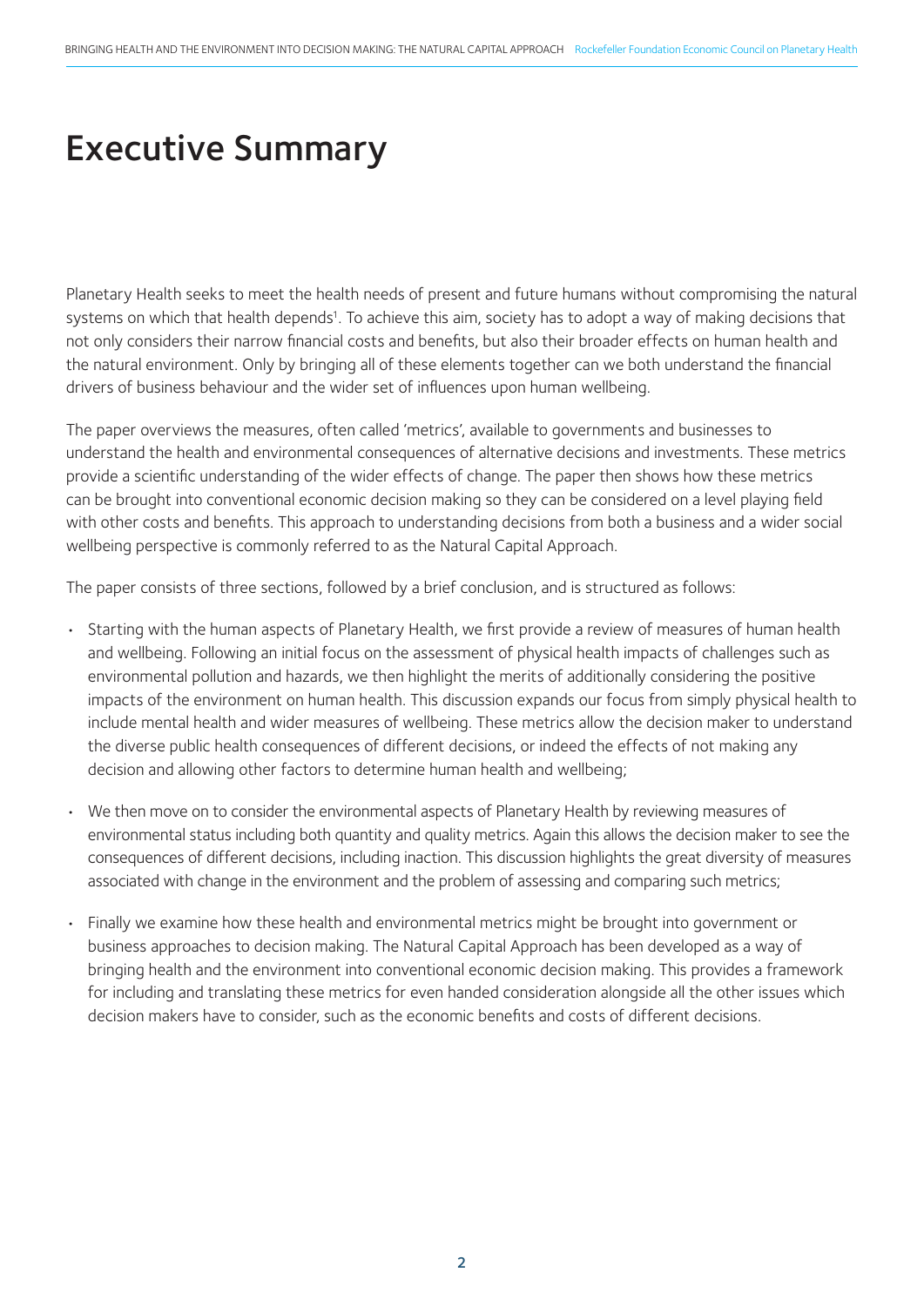# Executive Summary

Planetary Health seeks to meet the health needs of present and future humans without compromising the natural systems on which that health depends[1]. To achieve this aim, society has to adopt a way of making decisions that not only considers their narrow financial costs and benefits, but also their broader effects on human health and the natural environment. Only by bringing all of these elements together can we both understand the financial drivers of business behaviour and the wider set of influences upon human wellbeing.

The paper overviews the measures, often called 'metrics', available to governments and businesses to understand the health and environmental consequences of alternative decisions and investments. These metrics provide a scientific understanding of the wider effects of change. The paper then shows how these metrics can be brought into conventional economic decision making so they can be considered on a level playing field with other costs and benefits. This approach to understanding decisions from both a business and a wider social wellbeing perspective is commonly referred to as the Natural Capital Approach.

The paper consists of three sections, followed by a brief conclusion, and is structured as follows:

- Starting with the human aspects of Planetary Health, we first provide a review of measures of human health and wellbeing. Following an initial focus on the assessment of physical health impacts of challenges such as environmental pollution and hazards, we then highlight the merits of additionally considering the positive impacts of the environment on human health. This discussion expands our focus from simply physical health to include mental health and wider measures of wellbeing. These metrics allow the decision maker to understand the diverse public health consequences of different decisions, or indeed the effects of not making any decision and allowing other factors to determine human health and wellbeing;

- We then move on to consider the environmental aspects of Planetary Health by reviewing measures of environmental status including both quantity and quality metrics. Again this allows the decision maker to see the consequences of different decisions, including inaction. This discussion highlights the great diversity of measures associated with change in the environment and the problem of assessing and comparing such metrics;

- Finally we examine how these health and environmental metrics might be brought into government or business approaches to decision making. The Natural Capital Approach has been developed as a way of bringing health and the environment into conventional economic decision making. This provides a framework for including and translating these metrics for even handed consideration alongside all the other issues which decision makers have to consider, such as the economic benefits and costs of different decisions.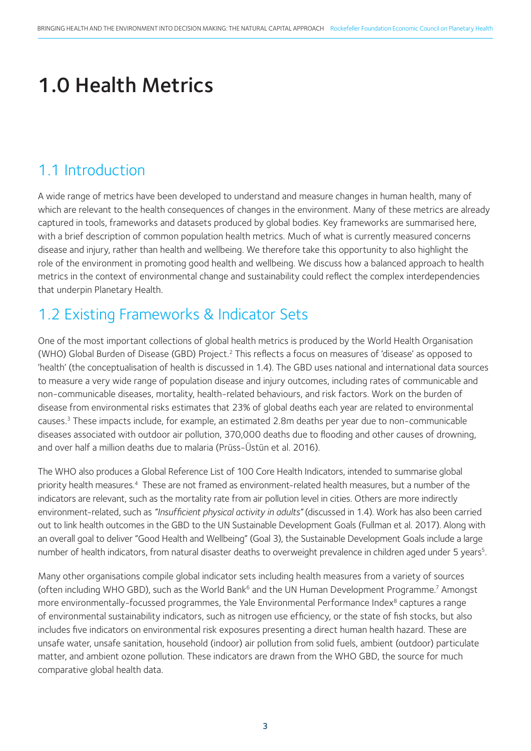# 1.0 Health Metrics

## 1.1 Introduction

A wide range of metrics have been developed to understand and measure changes in human health, many of which are relevant to the health consequences of changes in the environment. Many of these metrics are already captured in tools, frameworks and datasets produced by global bodies. Key frameworks are summarised here, with a brief description of common population health metrics. Much of what is currently measured concerns disease and injury, rather than health and wellbeing. We therefore take this opportunity to also highlight the role of the environment in promoting good health and wellbeing. We discuss how a balanced approach to health metrics in the context of environmental change and sustainability could reflect the complex interdependencies that underpin Planetary Health.

## 1.2 Existing Frameworks & Indicator Sets

One of the most important collections of global health metrics is produced by the World Health Organisation (WHO) Global Burden of Disease (GBD) Project.[2] This reflects a focus on measures of 'disease' as opposed to 'health' (the conceptualisation of health is discussed in 1.4). The GBD uses national and international data sources to measure a very wide range of population disease and injury outcomes, including rates of communicable and non-communicable diseases, mortality, health-related behaviours, and risk factors. Work on the burden of disease from environmental risks estimates that 23% of global deaths each year are related to environmental causes.[3] These impacts include, for example, an estimated 2.8m deaths per year due to non-communicable diseases associated with outdoor air pollution, 370,000 deaths due to flooding and other causes of drowning, and over half a million deaths due to malaria (Prüss-Üstün et al. 2016).

The WHO also produces a Global Reference List of 100 Core Health Indicators, intended to summarise global priority health measures.[4] These are not framed as environment-related health measures, but a number of the indicators are relevant, such as the mortality rate from air pollution level in cities. Others are more indirectly environment-related, such as *"Insufficient physical activity in adults"* (discussed in 1.4). Work has also been carried out to link health outcomes in the GBD to the UN Sustainable Development Goals (Fullman et al. 2017). Along with an overall goal to deliver "Good Health and Wellbeing" (Goal 3), the Sustainable Development Goals include a large number of health indicators, from natural disaster deaths to overweight prevalence in children aged under 5 years[5].

Many other organisations compile global indicator sets including health measures from a variety of sources (often including WHO GBD), such as the World Bank[6] and the UN Human Development Programme.[7] Amongst more environmentally-focussed programmes, the Yale Environmental Performance Index[8] captures a range of environmental sustainability indicators, such as nitrogen use efficiency, or the state of fish stocks, but also includes five indicators on environmental risk exposures presenting a direct human health hazard. These are unsafe water, unsafe sanitation, household (indoor) air pollution from solid fuels, ambient (outdoor) particulate matter, and ambient ozone pollution. These indicators are drawn from the WHO GBD, the source for much comparative global health data.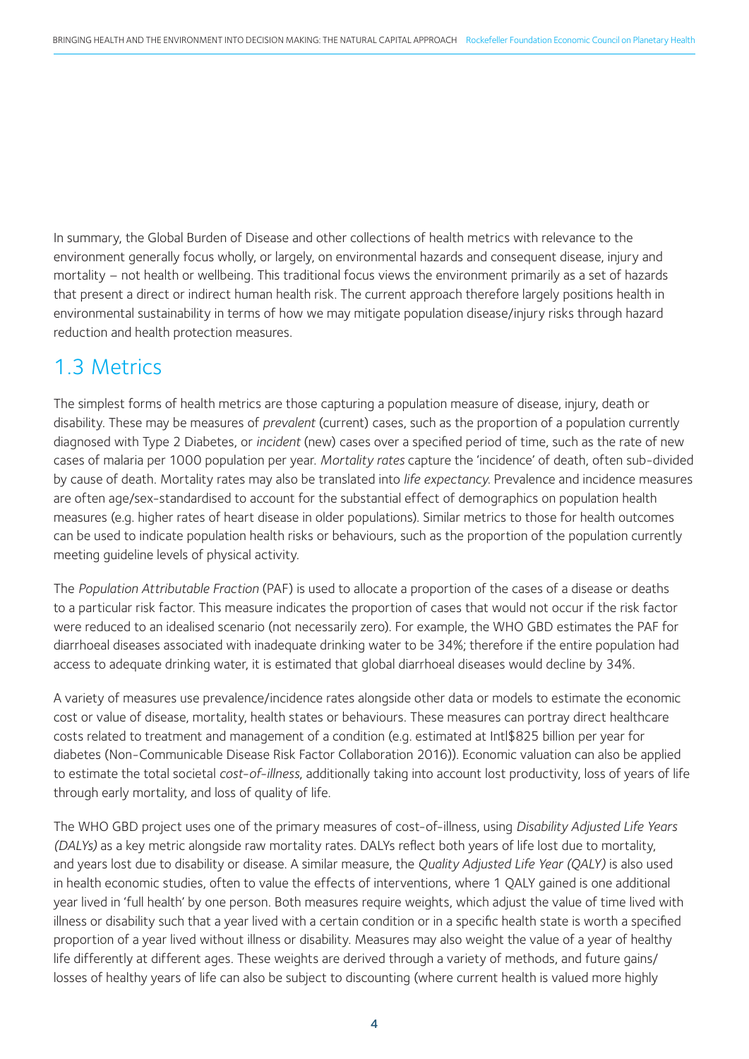In summary, the Global Burden of Disease and other collections of health metrics with relevance to the environment generally focus wholly, or largely, on environmental hazards and consequent disease, injury and mortality – not health or wellbeing. This traditional focus views the environment primarily as a set of hazards that present a direct or indirect human health risk. The current approach therefore largely positions health in environmental sustainability in terms of how we may mitigate population disease/injury risks through hazard reduction and health protection measures.

## 1.3 Metrics

The simplest forms of health metrics are those capturing a population measure of disease, injury, death or disability. These may be measures of *prevalent* (current) cases, such as the proportion of a population currently diagnosed with Type 2 Diabetes, or *incident* (new) cases over a specified period of time, such as the rate of new cases of malaria per 1000 population per year. *Mortality rates* capture the 'incidence' of death, often sub-divided by cause of death. Mortality rates may also be translated into *life expectancy*. Prevalence and incidence measures are often age/sex-standardised to account for the substantial effect of demographics on population health measures (e.g. higher rates of heart disease in older populations). Similar metrics to those for health outcomes can be used to indicate population health risks or behaviours, such as the proportion of the population currently meeting guideline levels of physical activity.

The *Population Attributable Fraction* (PAF) is used to allocate a proportion of the cases of a disease or deaths to a particular risk factor. This measure indicates the proportion of cases that would not occur if the risk factor were reduced to an idealised scenario (not necessarily zero). For example, the WHO GBD estimates the PAF for diarrhoeal diseases associated with inadequate drinking water to be 34%; therefore if the entire population had access to adequate drinking water, it is estimated that global diarrhoeal diseases would decline by 34%.

A variety of measures use prevalence/incidence rates alongside other data or models to estimate the economic cost or value of disease, mortality, health states or behaviours. These measures can portray direct healthcare costs related to treatment and management of a condition (e.g. estimated at Intl$825 billion per year for diabetes (Non-Communicable Disease Risk Factor Collaboration 2016)). Economic valuation can also be applied to estimate the total societal *cost-of-illness*, additionally taking into account lost productivity, loss of years of life through early mortality, and loss of quality of life.

The WHO GBD project uses one of the primary measures of cost-of-illness, using *Disability Adjusted Life Years (DALYs)* as a key metric alongside raw mortality rates. DALYs reflect both years of life lost due to mortality, and years lost due to disability or disease. A similar measure, the *Quality Adjusted Life Year (QALY)* is also used in health economic studies, often to value the effects of interventions, where 1 QALY gained is one additional year lived in 'full health' by one person. Both measures require weights, which adjust the value of time lived with illness or disability such that a year lived with a certain condition or in a specific health state is worth a specified proportion of a year lived without illness or disability. Measures may also weight the value of a year of healthy life differently at different ages. These weights are derived through a variety of methods, and future gains/losses of healthy years of life can also be subject to discounting (where current health is valued more highly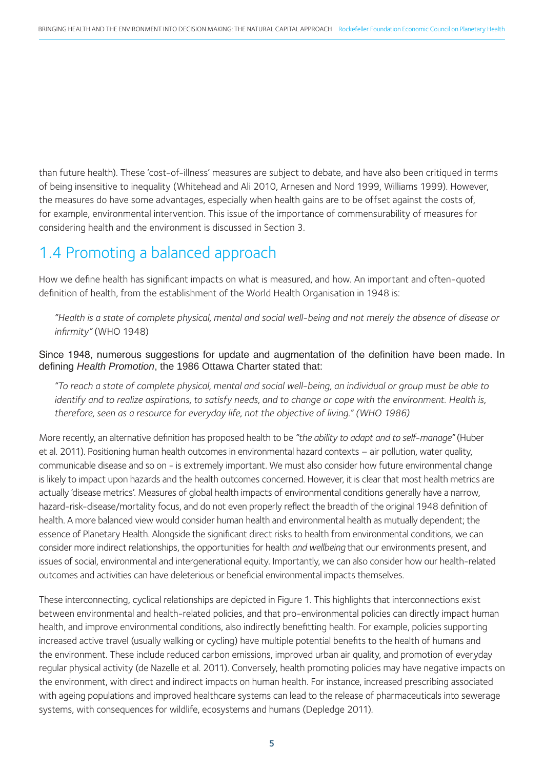than future health). These 'cost-of-illness' measures are subject to debate, and have also been critiqued in terms of being insensitive to inequality (Whitehead and Ali 2010, Arnesen and Nord 1999, Williams 1999). However, the measures do have some advantages, especially when health gains are to be offset against the costs of, for example, environmental intervention. This issue of the importance of commensurability of measures for considering health and the environment is discussed in Section 3.

## 1.4 Promoting a balanced approach

How we define health has significant impacts on what is measured, and how. An important and often-quoted definition of health, from the establishment of the World Health Organisation in 1948 is:

> *"Health is a state of complete physical, mental and social well-being and not merely the absence of disease or infirmity"* (WHO 1948)

Since 1948, numerous suggestions for update and augmentation of the definition have been made. In defining *Health Promotion*, the 1986 Ottawa Charter stated that:

> *"To reach a state of complete physical, mental and social well-being, an individual or group must be able to identify and to realize aspirations, to satisfy needs, and to change or cope with the environment. Health is, therefore, seen as a resource for everyday life, not the objective of living." (WHO 1986)*

More recently, an alternative definition has proposed health to be *"the ability to adapt and to self-manage"* (Huber et al. 2011). Positioning human health outcomes in environmental hazard contexts – air pollution, water quality, communicable disease and so on - is extremely important. We must also consider how future environmental change is likely to impact upon hazards and the health outcomes concerned. However, it is clear that most health metrics are actually 'disease metrics'. Measures of global health impacts of environmental conditions generally have a narrow, hazard-risk-disease/mortality focus, and do not even properly reflect the breadth of the original 1948 definition of health. A more balanced view would consider human health and environmental health as mutually dependent; the essence of Planetary Health. Alongside the significant direct risks to health from environmental conditions, we can consider more indirect relationships, the opportunities for health *and wellbeing* that our environments present, and issues of social, environmental and intergenerational equity. Importantly, we can also consider how our health-related outcomes and activities can have deleterious or beneficial environmental impacts themselves.

These interconnecting, cyclical relationships are depicted in Figure 1. This highlights that interconnections exist between environmental and health-related policies, and that pro-environmental policies can directly impact human health, and improve environmental conditions, also indirectly benefitting health. For example, policies supporting increased active travel (usually walking or cycling) have multiple potential benefits to the health of humans and the environment. These include reduced carbon emissions, improved urban air quality, and promotion of everyday regular physical activity (de Nazelle et al. 2011). Conversely, health promoting policies may have negative impacts on the environment, with direct and indirect impacts on human health. For instance, increased prescribing associated with ageing populations and improved healthcare systems can lead to the release of pharmaceuticals into sewerage systems, with consequences for wildlife, ecosystems and humans (Depledge 2011).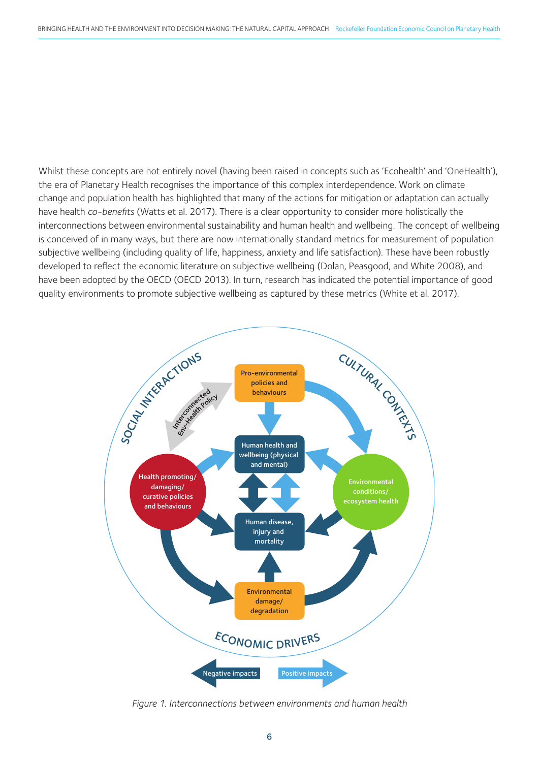Whilst these concepts are not entirely novel (having been raised in concepts such as 'Ecohealth' and 'OneHealth'), the era of Planetary Health recognises the importance of this complex interdependence. Work on climate change and population health has highlighted that many of the actions for mitigation or adaptation can actually have health *co-benefits* (Watts et al. 2017). There is a clear opportunity to consider more holistically the interconnections between environmental sustainability and human health and wellbeing. The concept of wellbeing is conceived of in many ways, but there are now internationally standard metrics for measurement of population subjective wellbeing (including quality of life, happiness, anxiety and life satisfaction). These have been robustly developed to reflect the economic literature on subjective wellbeing (Dolan, Peasgood, and White 2008), and have been adopted by the OECD (OECD 2013). In turn, research has indicated the potential importance of good quality environments to promote subjective wellbeing as captured by these metrics (White et al. 2017).

*Figure 1. Interconnections between environments and human health*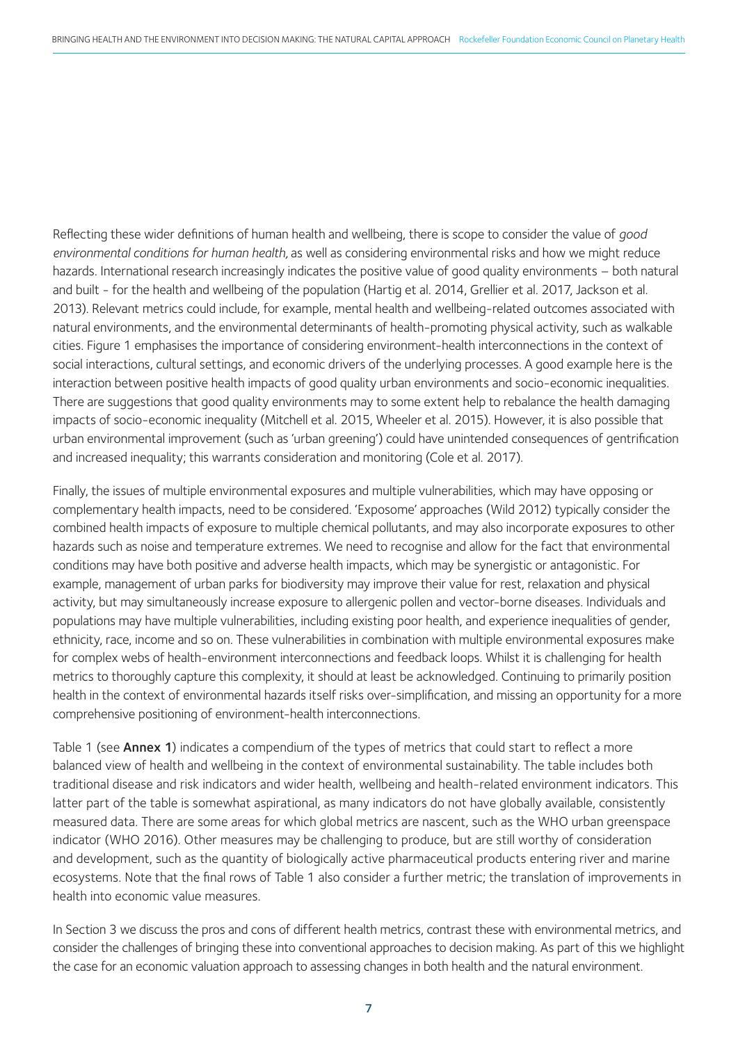Reflecting these wider definitions of human health and wellbeing, there is scope to consider the value of *good environmental conditions for human health,* as well as considering environmental risks and how we might reduce hazards. International research increasingly indicates the positive value of good quality environments – both natural and built - for the health and wellbeing of the population (Hartig et al. 2014, Grellier et al. 2017, Jackson et al. 2013). Relevant metrics could include, for example, mental health and wellbeing-related outcomes associated with natural environments, and the environmental determinants of health-promoting physical activity, such as walkable cities. Figure 1 emphasises the importance of considering environment-health interconnections in the context of social interactions, cultural settings, and economic drivers of the underlying processes. A good example here is the interaction between positive health impacts of good quality urban environments and socio-economic inequalities. There are suggestions that good quality environments may to some extent help to rebalance the health damaging impacts of socio-economic inequality (Mitchell et al. 2015, Wheeler et al. 2015). However, it is also possible that urban environmental improvement (such as 'urban greening') could have unintended consequences of gentrification and increased inequality; this warrants consideration and monitoring (Cole et al. 2017).

Finally, the issues of multiple environmental exposures and multiple vulnerabilities, which may have opposing or complementary health impacts, need to be considered. 'Exposome' approaches (Wild 2012) typically consider the combined health impacts of exposure to multiple chemical pollutants, and may also incorporate exposures to other hazards such as noise and temperature extremes. We need to recognise and allow for the fact that environmental conditions may have both positive and adverse health impacts, which may be synergistic or antagonistic. For example, management of urban parks for biodiversity may improve their value for rest, relaxation and physical activity, but may simultaneously increase exposure to allergenic pollen and vector-borne diseases. Individuals and populations may have multiple vulnerabilities, including existing poor health, and experience inequalities of gender, ethnicity, race, income and so on. These vulnerabilities in combination with multiple environmental exposures make for complex webs of health-environment interconnections and feedback loops. Whilst it is challenging for health metrics to thoroughly capture this complexity, it should at least be acknowledged. Continuing to primarily position health in the context of environmental hazards itself risks over-simplification, and missing an opportunity for a more comprehensive positioning of environment-health interconnections.

Table 1 (see **Annex 1**) indicates a compendium of the types of metrics that could start to reflect a more balanced view of health and wellbeing in the context of environmental sustainability. The table includes both traditional disease and risk indicators and wider health, wellbeing and health-related environment indicators. This latter part of the table is somewhat aspirational, as many indicators do not have globally available, consistently measured data. There are some areas for which global metrics are nascent, such as the WHO urban greenspace indicator (WHO 2016). Other measures may be challenging to produce, but are still worthy of consideration and development, such as the quantity of biologically active pharmaceutical products entering river and marine ecosystems. Note that the final rows of Table 1 also consider a further metric; the translation of improvements in health into economic value measures.

In Section 3 we discuss the pros and cons of different health metrics, contrast these with environmental metrics, and consider the challenges of bringing these into conventional approaches to decision making. As part of this we highlight the case for an economic valuation approach to assessing changes in both health and the natural environment.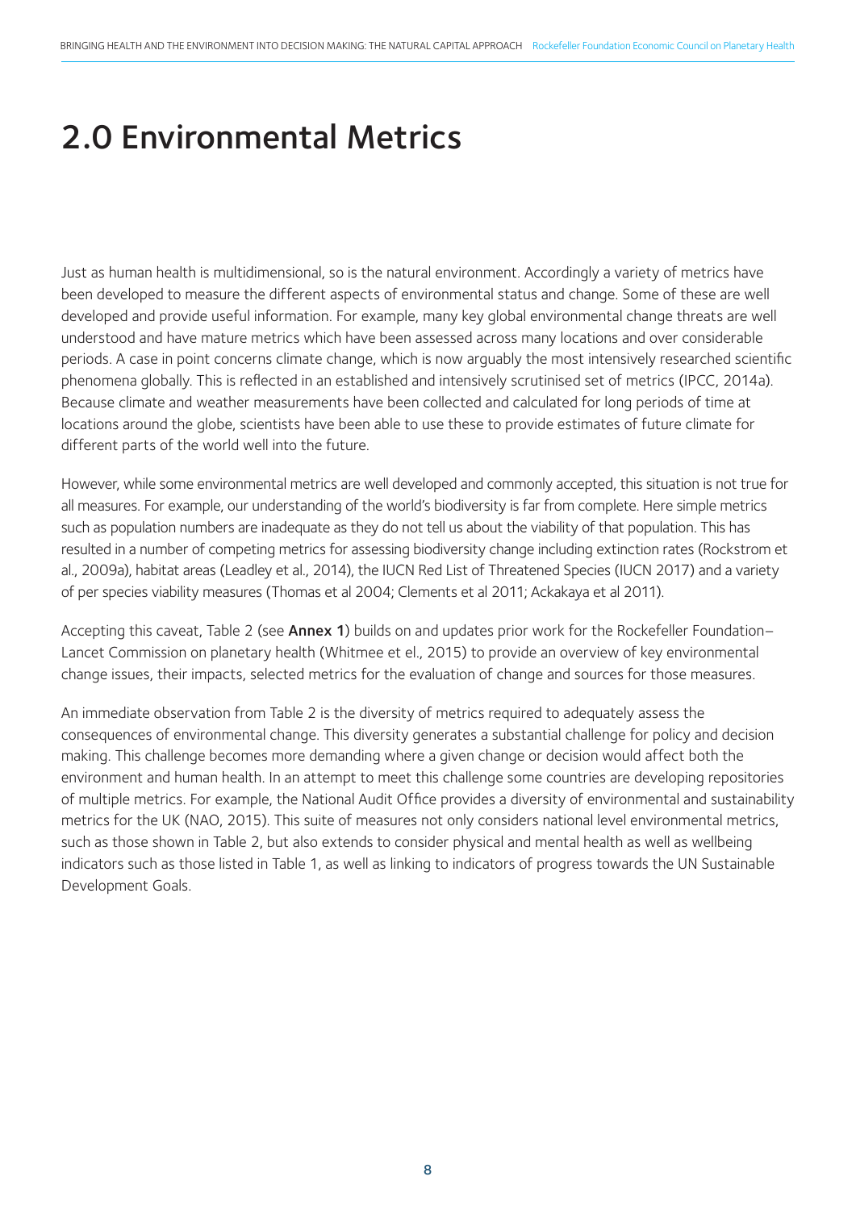# 2.0 Environmental Metrics

Just as human health is multidimensional, so is the natural environment. Accordingly a variety of metrics have been developed to measure the different aspects of environmental status and change. Some of these are well developed and provide useful information. For example, many key global environmental change threats are well understood and have mature metrics which have been assessed across many locations and over considerable periods. A case in point concerns climate change, which is now arguably the most intensively researched scientific phenomena globally. This is reflected in an established and intensively scrutinised set of metrics (IPCC, 2014a). Because climate and weather measurements have been collected and calculated for long periods of time at locations around the globe, scientists have been able to use these to provide estimates of future climate for different parts of the world well into the future.

However, while some environmental metrics are well developed and commonly accepted, this situation is not true for all measures. For example, our understanding of the world's biodiversity is far from complete. Here simple metrics such as population numbers are inadequate as they do not tell us about the viability of that population. This has resulted in a number of competing metrics for assessing biodiversity change including extinction rates (Rockstrom et al., 2009a), habitat areas (Leadley et al., 2014), the IUCN Red List of Threatened Species (IUCN 2017) and a variety of per species viability measures (Thomas et al 2004; Clements et al 2011; Ackakaya et al 2011).

Accepting this caveat, Table 2 (see **Annex 1**) builds on and updates prior work for the Rockefeller Foundation–Lancet Commission on planetary health (Whitmee et el., 2015) to provide an overview of key environmental change issues, their impacts, selected metrics for the evaluation of change and sources for those measures.

An immediate observation from Table 2 is the diversity of metrics required to adequately assess the consequences of environmental change. This diversity generates a substantial challenge for policy and decision making. This challenge becomes more demanding where a given change or decision would affect both the environment and human health. In an attempt to meet this challenge some countries are developing repositories of multiple metrics. For example, the National Audit Office provides a diversity of environmental and sustainability metrics for the UK (NAO, 2015). This suite of measures not only considers national level environmental metrics, such as those shown in Table 2, but also extends to consider physical and mental health as well as wellbeing indicators such as those listed in Table 1, as well as linking to indicators of progress towards the UN Sustainable Development Goals.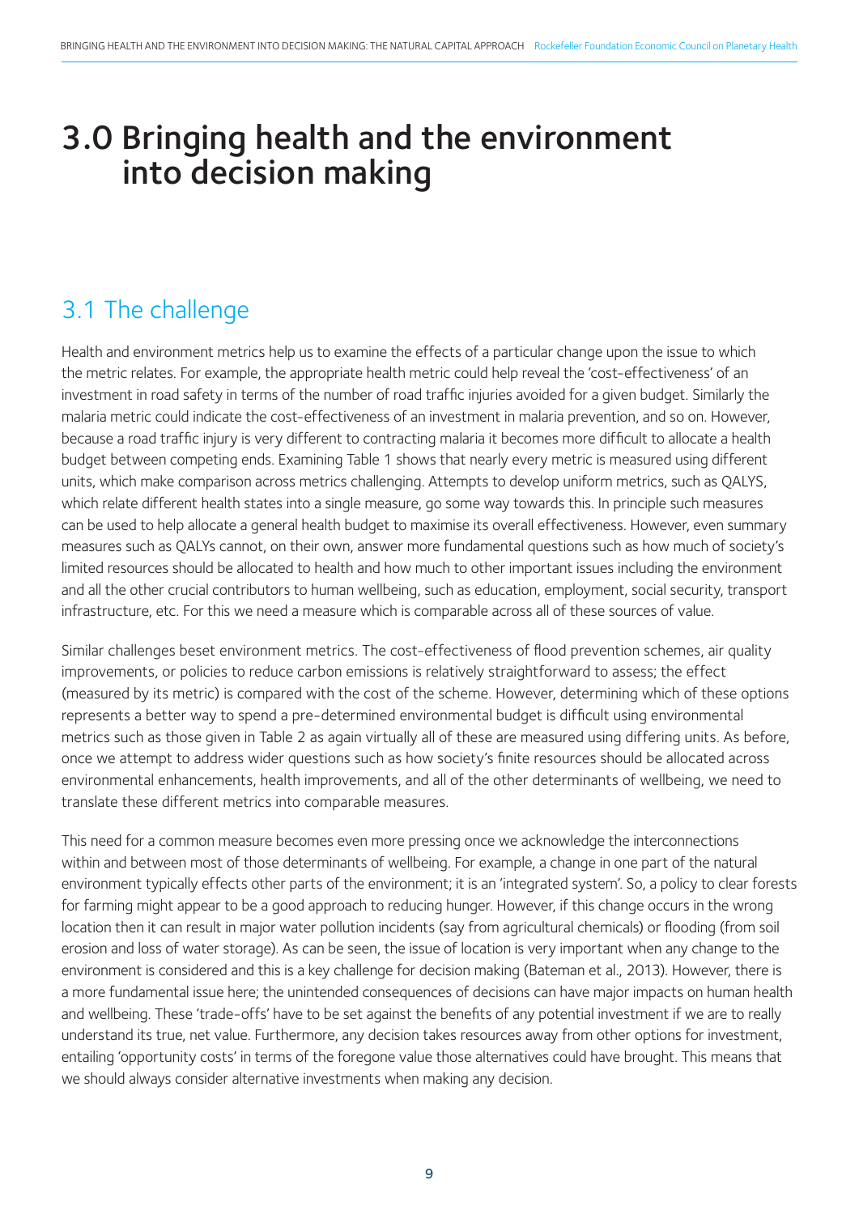# 3.0 Bringing health and the environment into decision making

## 3.1 The challenge

Health and environment metrics help us to examine the effects of a particular change upon the issue to which the metric relates. For example, the appropriate health metric could help reveal the 'cost-effectiveness' of an investment in road safety in terms of the number of road traffic injuries avoided for a given budget. Similarly the malaria metric could indicate the cost-effectiveness of an investment in malaria prevention, and so on. However, because a road traffic injury is very different to contracting malaria it becomes more difficult to allocate a health budget between competing ends. Examining Table 1 shows that nearly every metric is measured using different units, which make comparison across metrics challenging. Attempts to develop uniform metrics, such as QALYS, which relate different health states into a single measure, go some way towards this. In principle such measures can be used to help allocate a general health budget to maximise its overall effectiveness. However, even summary measures such as QALYs cannot, on their own, answer more fundamental questions such as how much of society's limited resources should be allocated to health and how much to other important issues including the environment and all the other crucial contributors to human wellbeing, such as education, employment, social security, transport infrastructure, etc. For this we need a measure which is comparable across all of these sources of value.

Similar challenges beset environment metrics. The cost-effectiveness of flood prevention schemes, air quality improvements, or policies to reduce carbon emissions is relatively straightforward to assess; the effect (measured by its metric) is compared with the cost of the scheme. However, determining which of these options represents a better way to spend a pre-determined environmental budget is difficult using environmental metrics such as those given in Table 2 as again virtually all of these are measured using differing units. As before, once we attempt to address wider questions such as how society's finite resources should be allocated across environmental enhancements, health improvements, and all of the other determinants of wellbeing, we need to translate these different metrics into comparable measures.

This need for a common measure becomes even more pressing once we acknowledge the interconnections within and between most of those determinants of wellbeing. For example, a change in one part of the natural environment typically effects other parts of the environment; it is an 'integrated system'. So, a policy to clear forests for farming might appear to be a good approach to reducing hunger. However, if this change occurs in the wrong location then it can result in major water pollution incidents (say from agricultural chemicals) or flooding (from soil erosion and loss of water storage). As can be seen, the issue of location is very important when any change to the environment is considered and this is a key challenge for decision making (Bateman et al., 2013). However, there is a more fundamental issue here; the unintended consequences of decisions can have major impacts on human health and wellbeing. These 'trade-offs' have to be set against the benefits of any potential investment if we are to really understand its true, net value. Furthermore, any decision takes resources away from other options for investment, entailing 'opportunity costs' in terms of the foregone value those alternatives could have brought. This means that we should always consider alternative investments when making any decision.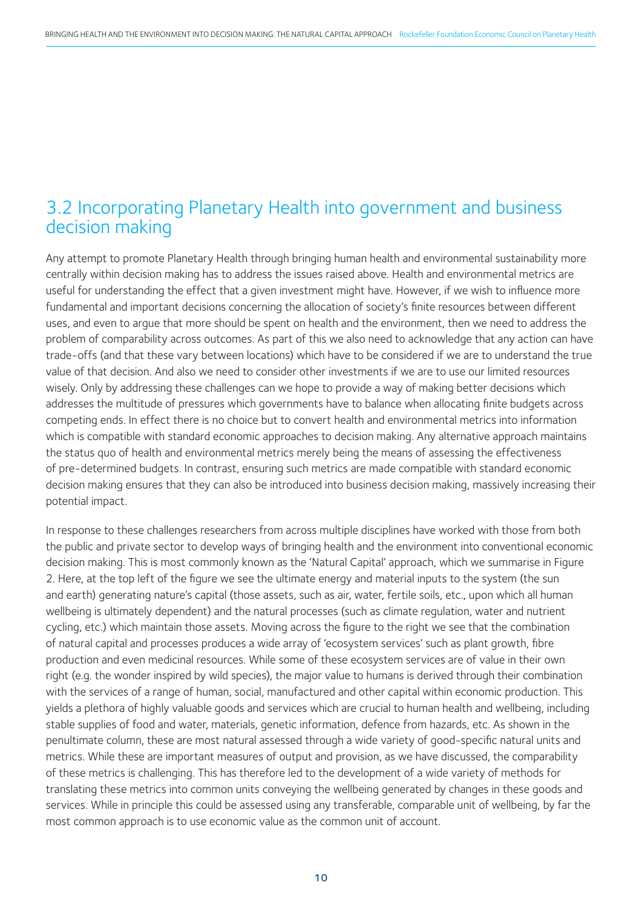## 3.2 Incorporating Planetary Health into government and business decision making

Any attempt to promote Planetary Health through bringing human health and environmental sustainability more centrally within decision making has to address the issues raised above. Health and environmental metrics are useful for understanding the effect that a given investment might have. However, if we wish to influence more fundamental and important decisions concerning the allocation of society's finite resources between different uses, and even to argue that more should be spent on health and the environment, then we need to address the problem of comparability across outcomes. As part of this we also need to acknowledge that any action can have trade-offs (and that these vary between locations) which have to be considered if we are to understand the true value of that decision. And also we need to consider other investments if we are to use our limited resources wisely. Only by addressing these challenges can we hope to provide a way of making better decisions which addresses the multitude of pressures which governments have to balance when allocating finite budgets across competing ends. In effect there is no choice but to convert health and environmental metrics into information which is compatible with standard economic approaches to decision making. Any alternative approach maintains the status quo of health and environmental metrics merely being the means of assessing the effectiveness of pre-determined budgets. In contrast, ensuring such metrics are made compatible with standard economic decision making ensures that they can also be introduced into business decision making, massively increasing their potential impact.

In response to these challenges researchers from across multiple disciplines have worked with those from both the public and private sector to develop ways of bringing health and the environment into conventional economic decision making. This is most commonly known as the 'Natural Capital' approach, which we summarise in Figure 2. Here, at the top left of the figure we see the ultimate energy and material inputs to the system (the sun and earth) generating nature's capital (those assets, such as air, water, fertile soils, etc., upon which all human wellbeing is ultimately dependent) and the natural processes (such as climate regulation, water and nutrient cycling, etc.) which maintain those assets. Moving across the figure to the right we see that the combination of natural capital and processes produces a wide array of 'ecosystem services' such as plant growth, fibre production and even medicinal resources. While some of these ecosystem services are of value in their own right (e.g. the wonder inspired by wild species), the major value to humans is derived through their combination with the services of a range of human, social, manufactured and other capital within economic production. This yields a plethora of highly valuable goods and services which are crucial to human health and wellbeing, including stable supplies of food and water, materials, genetic information, defence from hazards, etc. As shown in the penultimate column, these are most natural assessed through a wide variety of good-specific natural units and metrics. While these are important measures of output and provision, as we have discussed, the comparability of these metrics is challenging. This has therefore led to the development of a wide variety of methods for translating these metrics into common units conveying the wellbeing generated by changes in these goods and services. While in principle this could be assessed using any transferable, comparable unit of wellbeing, by far the most common approach is to use economic value as the common unit of account.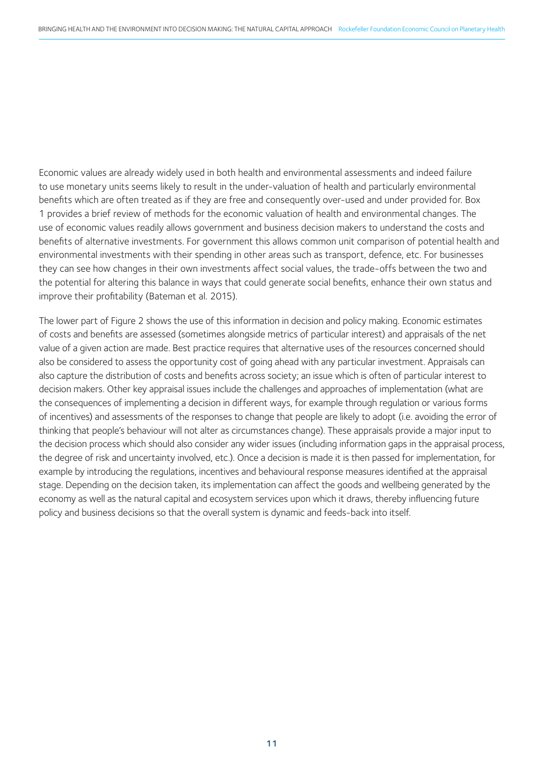Economic values are already widely used in both health and environmental assessments and indeed failure to use monetary units seems likely to result in the under-valuation of health and particularly environmental benefits which are often treated as if they are free and consequently over-used and under provided for. Box 1 provides a brief review of methods for the economic valuation of health and environmental changes. The use of economic values readily allows government and business decision makers to understand the costs and benefits of alternative investments. For government this allows common unit comparison of potential health and environmental investments with their spending in other areas such as transport, defence, etc. For businesses they can see how changes in their own investments affect social values, the trade-offs between the two and the potential for altering this balance in ways that could generate social benefits, enhance their own status and improve their profitability (Bateman et al. 2015).

The lower part of Figure 2 shows the use of this information in decision and policy making. Economic estimates of costs and benefits are assessed (sometimes alongside metrics of particular interest) and appraisals of the net value of a given action are made. Best practice requires that alternative uses of the resources concerned should also be considered to assess the opportunity cost of going ahead with any particular investment. Appraisals can also capture the distribution of costs and benefits across society; an issue which is often of particular interest to decision makers. Other key appraisal issues include the challenges and approaches of implementation (what are the consequences of implementing a decision in different ways, for example through regulation or various forms of incentives) and assessments of the responses to change that people are likely to adopt (i.e. avoiding the error of thinking that people's behaviour will not alter as circumstances change). These appraisals provide a major input to the decision process which should also consider any wider issues (including information gaps in the appraisal process, the degree of risk and uncertainty involved, etc.). Once a decision is made it is then passed for implementation, for example by introducing the regulations, incentives and behavioural response measures identified at the appraisal stage. Depending on the decision taken, its implementation can affect the goods and wellbeing generated by the economy as well as the natural capital and ecosystem services upon which it draws, thereby influencing future policy and business decisions so that the overall system is dynamic and feeds-back into itself.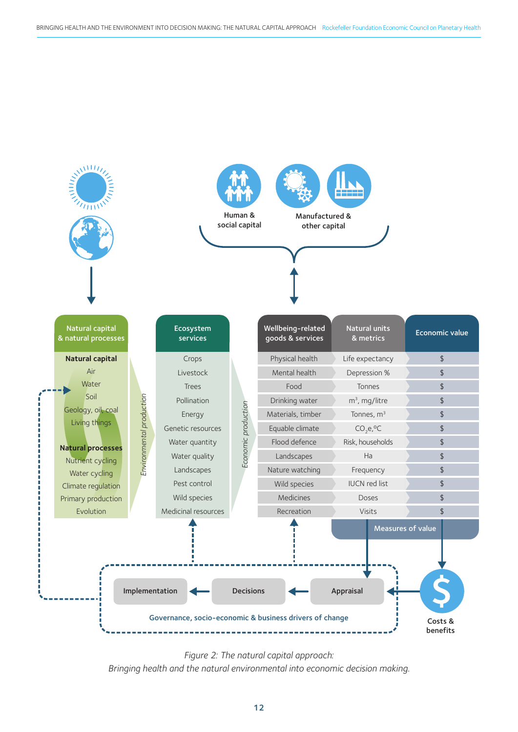Natural capital & natural processes

**Natural capital**

Air
Water
Soil
Geology, oil, coal
Living things

**Natural processes**

Nutrient cycling
Water cycling
Climate regulation
Primary production
Evolution

*Environmental production*

Ecosystem services

Crops
Livestock
Trees
Pollination
Energy
Genetic resources
Water quantity
Water quality
Landscapes
Pest control
Wild species
Medicinal resources

*Economic production*

Human & social capital

Manufactured & other capital

| Wellbeing-related goods & services | Natural units & metrics | Economic value |
|---|---|---|
| Physical health | Life expectancy | $ |
| Mental health | Depression % | $ |
| Food | Tonnes | $ |
| Drinking water | $m^3$, mg/litre | $ |
| Materials, timber | Tonnes, $m^3$ | $ |
| Equable climate | $CO_2e$, °C | $ |
| Flood defence | Risk, households | $ |
| Landscapes | Ha | $ |
| Nature watching | Frequency | $ |
| Wild species | IUCN red list | $ |
| Medicines | Doses | $ |
| Recreation | Visits | $ |

Measures of value

Costs & benefits

Implementation ← Decisions ← Appraisal

Governance, socio-economic & business drivers of change

*Figure 2: The natural capital approach:*
*Bringing health and the natural environmental into economic decision making.*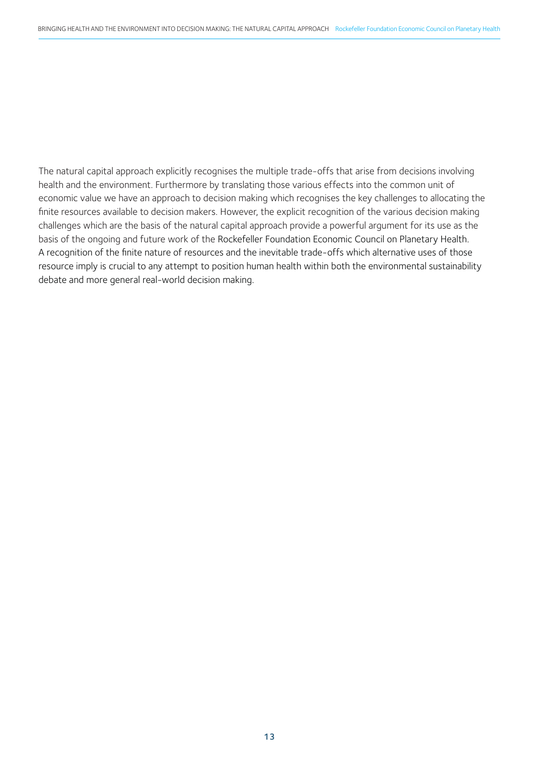The natural capital approach explicitly recognises the multiple trade-offs that arise from decisions involving health and the environment. Furthermore by translating those various effects into the common unit of economic value we have an approach to decision making which recognises the key challenges to allocating the finite resources available to decision makers. However, the explicit recognition of the various decision making challenges which are the basis of the natural capital approach provide a powerful argument for its use as the basis of the ongoing and future work of the Rockefeller Foundation Economic Council on Planetary Health. A recognition of the finite nature of resources and the inevitable trade-offs which alternative uses of those resource imply is crucial to any attempt to position human health within both the environmental sustainability debate and more general real-world decision making.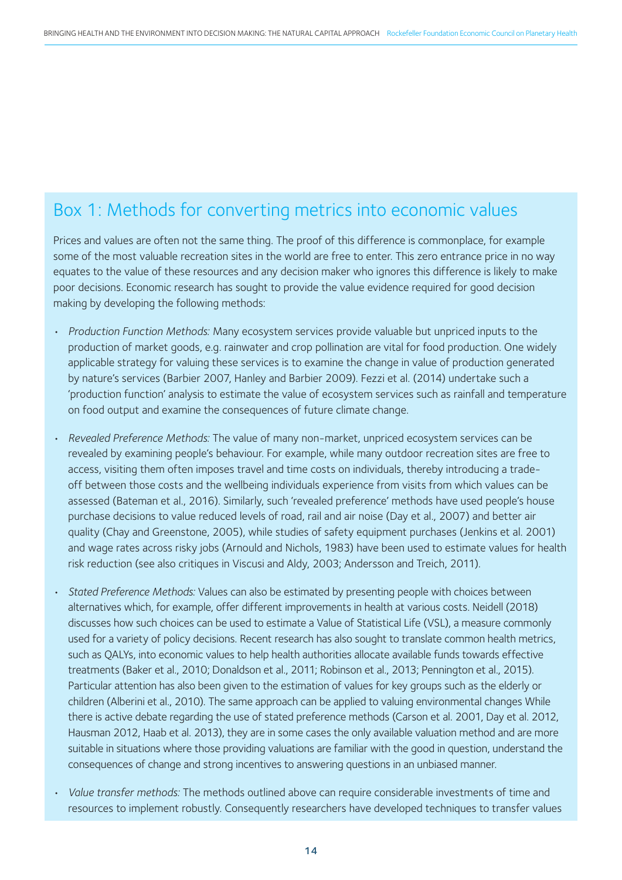## Box 1: Methods for converting metrics into economic values

Prices and values are often not the same thing. The proof of this difference is commonplace, for example some of the most valuable recreation sites in the world are free to enter. This zero entrance price in no way equates to the value of these resources and any decision maker who ignores this difference is likely to make poor decisions. Economic research has sought to provide the value evidence required for good decision making by developing the following methods:

- *Production Function Methods:* Many ecosystem services provide valuable but unpriced inputs to the production of market goods, e.g. rainwater and crop pollination are vital for food production. One widely applicable strategy for valuing these services is to examine the change in value of production generated by nature's services (Barbier 2007, Hanley and Barbier 2009). Fezzi et al. (2014) undertake such a 'production function' analysis to estimate the value of ecosystem services such as rainfall and temperature on food output and examine the consequences of future climate change.

- *Revealed Preference Methods:* The value of many non-market, unpriced ecosystem services can be revealed by examining people's behaviour. For example, while many outdoor recreation sites are free to access, visiting them often imposes travel and time costs on individuals, thereby introducing a trade-off between those costs and the wellbeing individuals experience from visits from which values can be assessed (Bateman et al., 2016). Similarly, such 'revealed preference' methods have used people's house purchase decisions to value reduced levels of road, rail and air noise (Day et al., 2007) and better air quality (Chay and Greenstone, 2005), while studies of safety equipment purchases (Jenkins et al. 2001) and wage rates across risky jobs (Arnould and Nichols, 1983) have been used to estimate values for health risk reduction (see also critiques in Viscusi and Aldy, 2003; Andersson and Treich, 2011).

- *Stated Preference Methods:* Values can also be estimated by presenting people with choices between alternatives which, for example, offer different improvements in health at various costs. Neidell (2018) discusses how such choices can be used to estimate a Value of Statistical Life (VSL), a measure commonly used for a variety of policy decisions. Recent research has also sought to translate common health metrics, such as QALYs, into economic values to help health authorities allocate available funds towards effective treatments (Baker et al., 2010; Donaldson et al., 2011; Robinson et al., 2013; Pennington et al., 2015). Particular attention has also been given to the estimation of values for key groups such as the elderly or children (Alberini et al., 2010). The same approach can be applied to valuing environmental changes While there is active debate regarding the use of stated preference methods (Carson et al. 2001, Day et al. 2012, Hausman 2012, Haab et al. 2013), they are in some cases the only available valuation method and are more suitable in situations where those providing valuations are familiar with the good in question, understand the consequences of change and strong incentives to answering questions in an unbiased manner.

- *Value transfer methods:* The methods outlined above can require considerable investments of time and resources to implement robustly. Consequently researchers have developed techniques to transfer values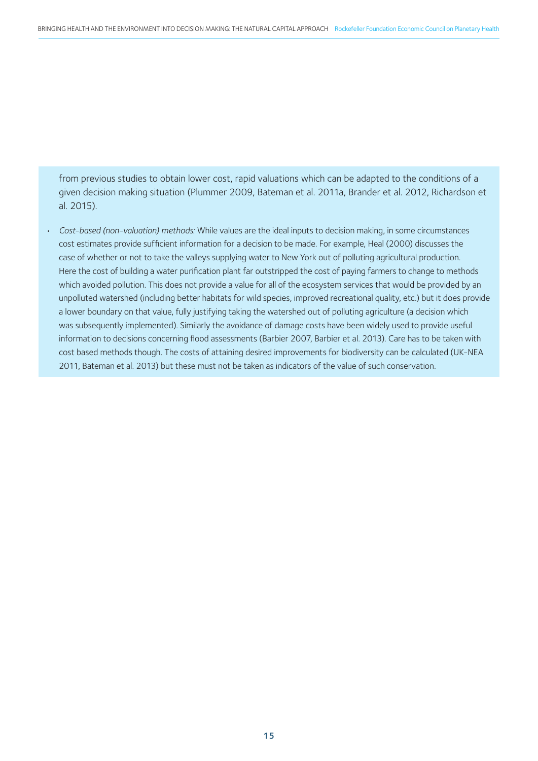from previous studies to obtain lower cost, rapid valuations which can be adapted to the conditions of a given decision making situation (Plummer 2009, Bateman et al. 2011a, Brander et al. 2012, Richardson et al. 2015).

- *Cost-based (non-valuation) methods:* While values are the ideal inputs to decision making, in some circumstances cost estimates provide sufficient information for a decision to be made. For example, Heal (2000) discusses the case of whether or not to take the valleys supplying water to New York out of polluting agricultural production. Here the cost of building a water purification plant far outstripped the cost of paying farmers to change to methods which avoided pollution. This does not provide a value for all of the ecosystem services that would be provided by an unpolluted watershed (including better habitats for wild species, improved recreational quality, etc.) but it does provide a lower boundary on that value, fully justifying taking the watershed out of polluting agriculture (a decision which was subsequently implemented). Similarly the avoidance of damage costs have been widely used to provide useful information to decisions concerning flood assessments (Barbier 2007, Barbier et al. 2013). Care has to be taken with cost based methods though. The costs of attaining desired improvements for biodiversity can be calculated (UK-NEA 2011, Bateman et al. 2013) but these must not be taken as indicators of the value of such conservation.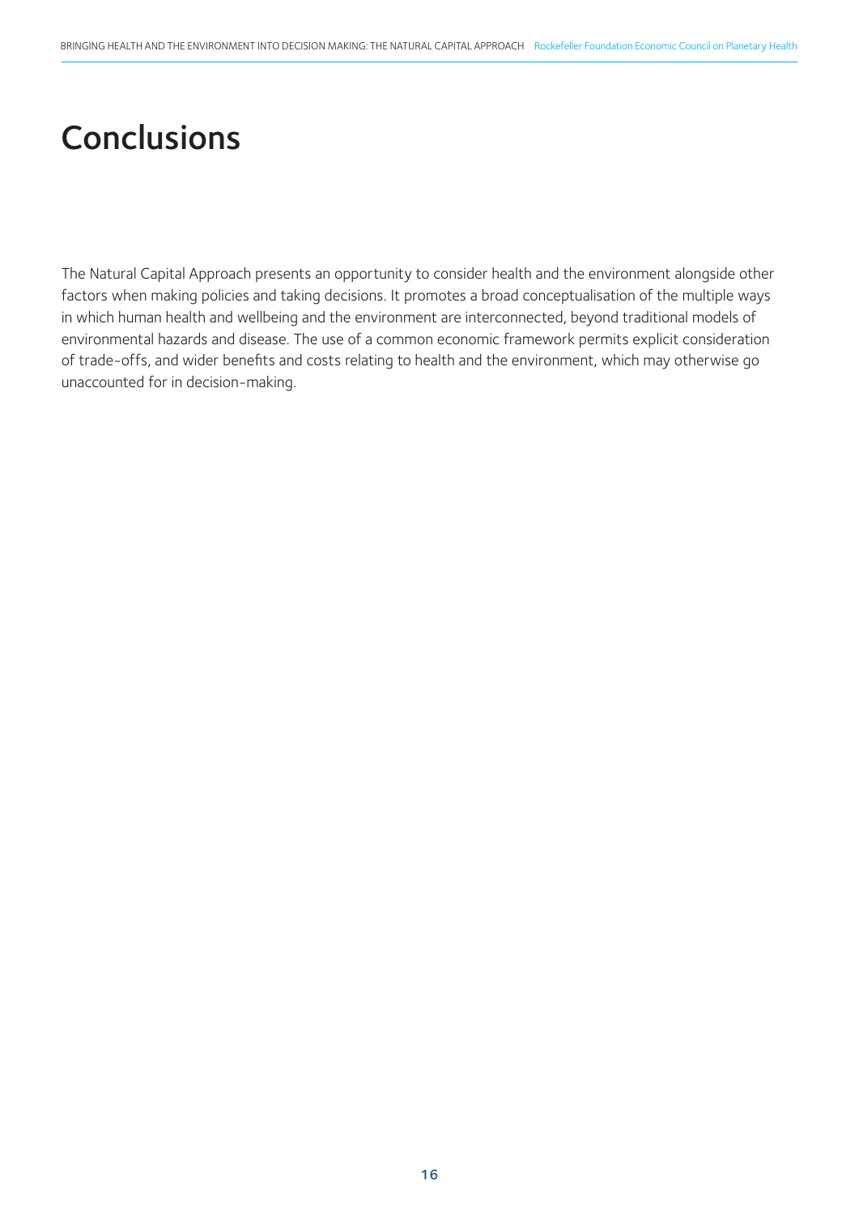# Conclusions

The Natural Capital Approach presents an opportunity to consider health and the environment alongside other factors when making policies and taking decisions. It promotes a broad conceptualisation of the multiple ways in which human health and wellbeing and the environment are interconnected, beyond traditional models of environmental hazards and disease. The use of a common economic framework permits explicit consideration of trade-offs, and wider benefits and costs relating to health and the environment, which may otherwise go unaccounted for in decision-making.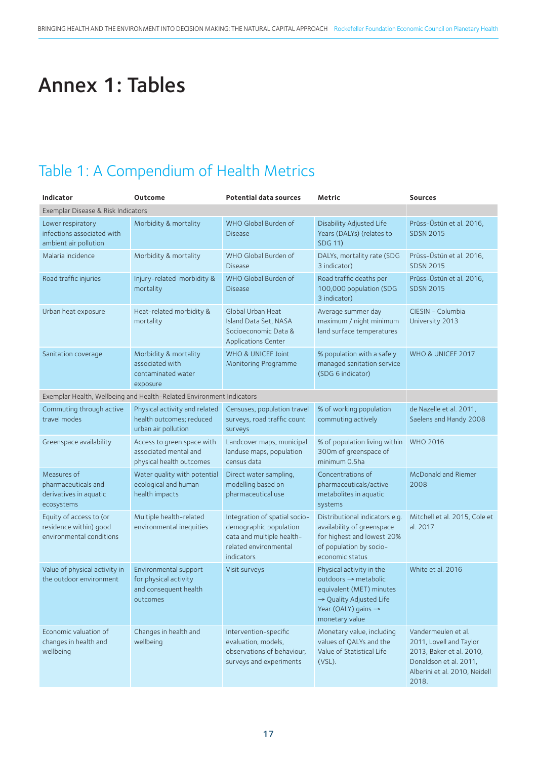# Annex 1: Tables

## Table 1: A Compendium of Health Metrics

| Indicator | Outcome | Potential data sources | Metric | Sources |
|---|---|---|---|---|
| Exemplar Disease & Risk Indicators | | | | |
| Lower respiratory infections associated with ambient air pollution | Morbidity & mortality | WHO Global Burden of Disease | Disability Adjusted Life Years (DALYs) (relates to SDG 11) | Prüss-Üstün et al. 2016, SDSN 2015 |
| Malaria incidence | Morbidity & mortality | WHO Global Burden of Disease | DALYs, mortality rate (SDG 3 indicator) | Prüss-Üstün et al. 2016, SDSN 2015 |
| Road traffic injuries | Injury-related morbidity & mortality | WHO Global Burden of Disease | Road traffic deaths per 100,000 population (SDG 3 indicator) | Prüss-Üstün et al. 2016, SDSN 2015 |
| Urban heat exposure | Heat-related morbidity & mortality | Global Urban Heat Island Data Set, NASA Socioeconomic Data & Applications Center | Average summer day maximum / night minimum land surface temperatures | CIESIN - Columbia University 2013 |
| Sanitation coverage | Morbidity & mortality associated with contaminated water exposure | WHO & UNICEF Joint Monitoring Programme | % population with a safely managed sanitation service (SDG 6 indicator) | WHO & UNICEF 2017 |
| Exemplar Health, Wellbeing and Health-Related Environment Indicators | | | | |
| Commuting through active travel modes | Physical activity and related health outcomes; reduced urban air pollution | Censuses, population travel surveys, road traffic count surveys | % of working population commuting actively | de Nazelle et al. 2011, Saelens and Handy 2008 |
| Greenspace availability | Access to green space with associated mental and physical health outcomes | Landcover maps, municipal landuse maps, population census data | % of population living within 300m of greenspace of minimum 0.5ha | WHO 2016 |
| Measures of pharmaceuticals and derivatives in aquatic ecosystems | Water quality with potential ecological and human health impacts | Direct water sampling, modelling based on pharmaceutical use | Concentrations of pharmaceuticals/active metabolites in aquatic systems | McDonald and Riemer 2008 |
| Equity of access to (or residence within) good environmental conditions | Multiple health-related environmental inequities | Integration of spatial socio-demographic population data and multiple health-related environmental indicators | Distributional indicators e.g. availability of greenspace for highest and lowest 20% of population by socio-economic status | Mitchell et al. 2015, Cole et al. 2017 |
| Value of physical activity in the outdoor environment | Environmental support for physical activity and consequent health outcomes | Visit surveys | Physical activity in the outdoors → metabolic equivalent (MET) minutes → Quality Adjusted Life Year (QALY) gains → monetary value | White et al. 2016 |
| Economic valuation of changes in health and wellbeing | Changes in health and wellbeing | Intervention-specific evaluation, models, observations of behaviour, surveys and experiments | Monetary value, including values of QALYs and the Value of Statistical Life (VSL). | Vandermeulen et al. 2011, Lovell and Taylor 2013, Baker et al. 2010, Donaldson et al. 2011, Alberini et al. 2010, Neidell 2018. |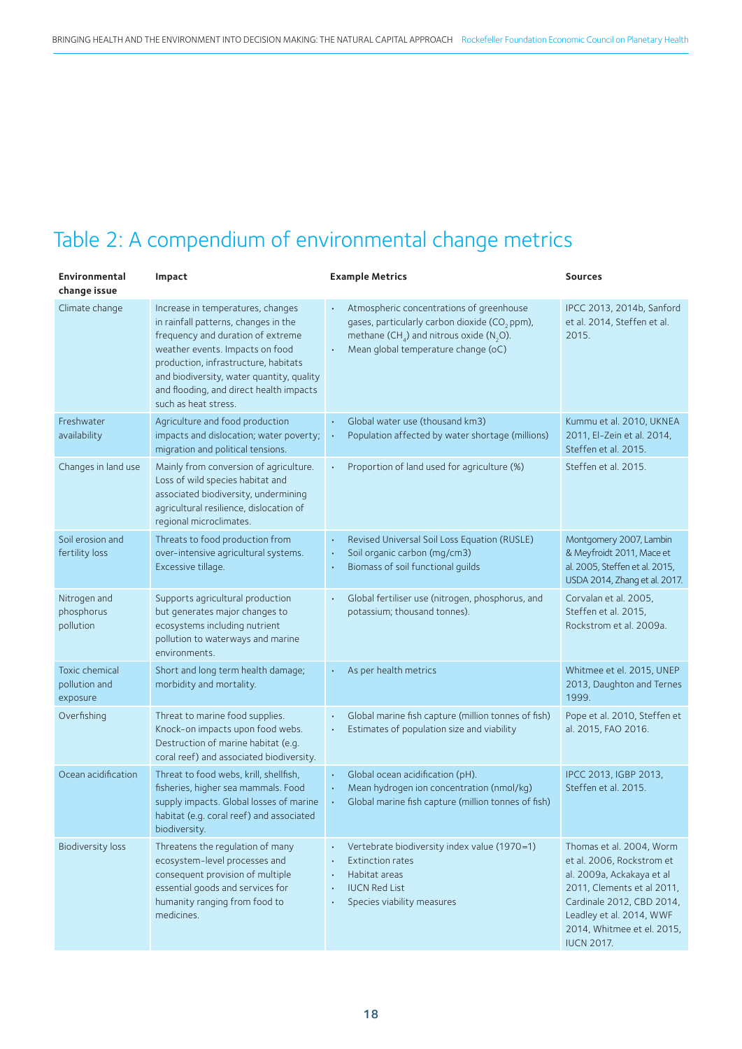# Table 2: A compendium of environmental change metrics

| Environmental change issue | Impact | Example Metrics | Sources |
|---|---|---|---|
| Climate change | Increase in temperatures, changes in rainfall patterns, changes in the frequency and duration of extreme weather events. Impacts on food production, infrastructure, habitats and biodiversity, water quantity, quality and flooding, and direct health impacts such as heat stress. | • Atmospheric concentrations of greenhouse gases, particularly carbon dioxide ($CO_2$ ppm), methane ($CH_4$) and nitrous oxide ($N_2O$). • Mean global temperature change (oC) | IPCC 2013, 2014b, Sanford et al. 2014, Steffen et al. 2015. |
| Freshwater availability | Agriculture and food production impacts and dislocation; water poverty; migration and political tensions. | • Global water use (thousand km3) • Population affected by water shortage (millions) | Kummu et al. 2010, UKNEA 2011, El-Zein et al. 2014, Steffen et al. 2015. |
| Changes in land use | Mainly from conversion of agriculture. Loss of wild species habitat and associated biodiversity, undermining agricultural resilience, dislocation of regional microclimates. | • Proportion of land used for agriculture (%) | Steffen et al. 2015. |
| Soil erosion and fertility loss | Threats to food production from over-intensive agricultural systems. Excessive tillage. | • Revised Universal Soil Loss Equation (RUSLE) • Soil organic carbon (mg/cm3) • Biomass of soil functional guilds | Montgomery 2007, Lambin & Meyfroidt 2011, Mace et al. 2005, Steffen et al. 2015, USDA 2014, Zhang et al. 2017. |
| Nitrogen and phosphorus pollution | Supports agricultural production but generates major changes to ecosystems including nutrient pollution to waterways and marine environments. | • Global fertiliser use (nitrogen, phosphorus, and potassium; thousand tonnes). | Corvalan et al. 2005, Steffen et al. 2015, Rockstrom et al. 2009a. |
| Toxic chemical pollution and exposure | Short and long term health damage; morbidity and mortality. | • As per health metrics | Whitmee et el. 2015, UNEP 2013, Daughton and Ternes 1999. |
| Overfishing | Threat to marine food supplies. Knock-on impacts upon food webs. Destruction of marine habitat (e.g. coral reef) and associated biodiversity. | • Global marine fish capture (million tonnes of fish) • Estimates of population size and viability | Pope et al. 2010, Steffen et al. 2015, FAO 2016. |
| Ocean acidification | Threat to food webs, krill, shellfish, fisheries, higher sea mammals. Food supply impacts. Global losses of marine habitat (e.g. coral reef) and associated biodiversity. | • Global ocean acidification (pH). • Mean hydrogen ion concentration (nmol/kg) • Global marine fish capture (million tonnes of fish) | IPCC 2013, IGBP 2013, Steffen et al. 2015. |
| Biodiversity loss | Threatens the regulation of many ecosystem-level processes and consequent provision of multiple essential goods and services for humanity ranging from food to medicines. | • Vertebrate biodiversity index value (1970=1) • Extinction rates • Habitat areas • IUCN Red List • Species viability measures | Thomas et al. 2004, Worm et al. 2006, Rockstrom et al. 2009a, Ackakaya et al 2011, Clements et al 2011, Cardinale 2012, CBD 2014, Leadley et al. 2014, WWF 2014, Whitmee et el. 2015, IUCN 2017. |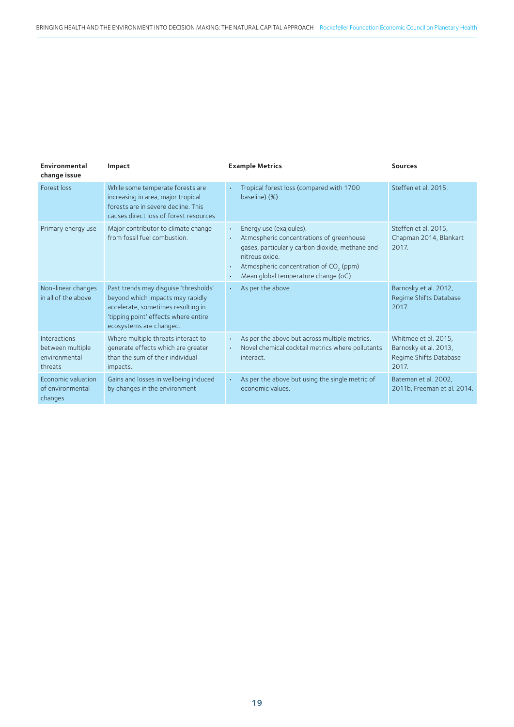| Environmental change issue | Impact | Example Metrics | Sources |
|---|---|---|---|
| Forest loss | While some temperate forests are increasing in area, major tropical forests are in severe decline. This causes direct loss of forest resources | • Tropical forest loss (compared with 1700 baseline) (%) | Steffen et al. 2015. |
| Primary energy use | Major contributor to climate change from fossil fuel combustion. | • Energy use (exajoules).<br>• Atmospheric concentrations of greenhouse gases, particularly carbon dioxide, methane and nitrous oxide.<br>• Atmospheric concentration of $CO_2$ (ppm)<br>• Mean global temperature change (oC) | Steffen et al. 2015, Chapman 2014, Blankart 2017. |
| Non-linear changes in all of the above | Past trends may disguise 'thresholds' beyond which impacts may rapidly accelerate, sometimes resulting in 'tipping point' effects where entire ecosystems are changed. | • As per the above | Barnosky et al. 2012, Regime Shifts Database 2017. |
| Interactions between multiple environmental threats | Where multiple threats interact to generate effects which are greater than the sum of their individual impacts. | • As per the above but across multiple metrics.<br>• Novel chemical cocktail metrics where pollutants interact. | Whitmee et el. 2015, Barnosky et al. 2013, Regime Shifts Database 2017. |
| Economic valuation of environmental changes | Gains and losses in wellbeing induced by changes in the environment | • As per the above but using the single metric of economic values. | Bateman et al. 2002, 2011b, Freeman et al. 2014. |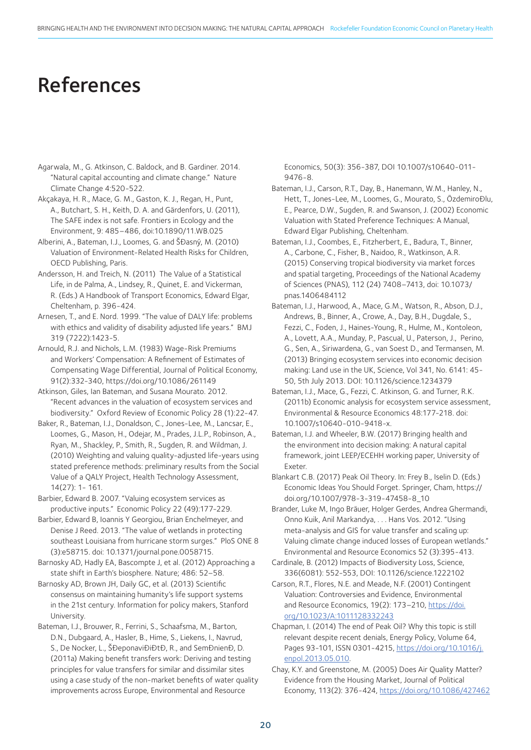# References

Agarwala, M., G. Atkinson, C. Baldock, and B. Gardiner. 2014. "Natural capital accounting and climate change." Nature Climate Change 4:520-522.

Akçakaya, H. R., Mace, G. M., Gaston, K. J., Regan, H., Punt, A., Butchart, S. H., Keith, D. A. and Gärdenfors, U. (2011), The SAFE index is not safe. Frontiers in Ecology and the Environment, 9: 485–486, doi:10.1890/11.WB.025

Alberini, A., Bateman, I.J., Loomes, G. and ŠĐasný, M. (2010) Valuation of Environment-Related Health Risks for Children, OECD Publishing, Paris.

Andersson, H. and Treich, N. (2011) The Value of a Statistical Life, in de Palma, A., Lindsey, R., Quinet, E. and Vickerman, R. (Eds.) A Handbook of Transport Economics, Edward Elgar, Cheltenham, p. 396-424.

Arnesen, T., and E. Nord. 1999. "The value of DALY life: problems with ethics and validity of disability adjusted life years." BMJ 319 (7222):1423-5.

Arnould, R.J. and Nichols, L.M. (1983) Wage-Risk Premiums and Workers' Compensation: A Refinement of Estimates of Compensating Wage Differential, Journal of Political Economy, 91(2):332-340, https://doi.org/10.1086/261149

Atkinson, Giles, Ian Bateman, and Susana Mourato. 2012. "Recent advances in the valuation of ecosystem services and biodiversity." Oxford Review of Economic Policy 28 (1):22-47.

Baker, R., Bateman, I.J., Donaldson, C., Jones-Lee, M., Lancsar, E., Loomes, G., Mason, H., Odejar, M., Prades, J.L.P., Robinson, A., Ryan, M., Shackley, P., Smith, R., Sugden, R. and Wildman, J. (2010) Weighting and valuing quality-adjusted life-years using stated preference methods: preliminary results from the Social Value of a QALY Project, Health Technology Assessment, 14(27): 1- 161.

Barbier, Edward B. 2007. "Valuing ecosystem services as productive inputs." Economic Policy 22 (49):177-229.

Barbier, Edward B, Ioannis Y Georgiou, Brian Enchelmeyer, and Denise J Reed. 2013. "The value of wetlands in protecting southeast Louisiana from hurricane storm surges." PloS ONE 8 (3):e58715. doi: 10.1371/journal.pone.0058715.

Barnosky AD, Hadly EA, Bascompte J, et al. (2012) Approaching a state shift in Earth's biosphere. Nature; 486: 52–58.

Barnosky AD, Brown JH, Daily GC, et al. (2013) Scientific consensus on maintaining humanity's life support systems in the 21st century. Information for policy makers, Stanford University.

Bateman, I.J., Brouwer, R., Ferrini, S., Schaafsma, M., Barton, D.N., Dubgaard, A., Hasler, B., Hime, S., Liekens, I., Navrud, S., De Nocker, L., ŠĐeponaviĐiĐtĐ, R., and SemĐnienĐ, D. (2011a) Making benefit transfers work: Deriving and testing principles for value transfers for similar and dissimilar sites using a case study of the non-market benefits of water quality improvements across Europe, Environmental and Resource Economics, 50(3): 356-387, DOI 10.1007/s10640-011-9476-8.

Bateman, I.J., Carson, R.T., Day, B., Hanemann, W.M., Hanley, N., Hett, T., Jones-Lee, M., Loomes, G., Mourato, S., ÖzdemiroĐlu, E., Pearce, D.W., Sugden, R. and Swanson, J. (2002) Economic Valuation with Stated Preference Techniques: A Manual, Edward Elgar Publishing, Cheltenham.

Bateman, I.J., Coombes, E., Fitzherbert, E., Badura, T., Binner, A., Carbone, C., Fisher, B., Naidoo, R., Watkinson, A.R. (2015) Conserving tropical biodiversity via market forces and spatial targeting, Proceedings of the National Academy of Sciences (PNAS), 112 (24) 7408–7413, doi: 10.1073/pnas.1406484112

Bateman, I.J., Harwood, A., Mace, G.M., Watson, R., Abson, D.J., Andrews, B., Binner, A., Crowe, A., Day, B.H., Dugdale, S., Fezzi, C., Foden, J., Haines-Young, R., Hulme, M., Kontoleon, A., Lovett, A.A., Munday, P., Pascual, U., Paterson, J., Perino, G., Sen, A., Siriwardena, G., van Soest D., and Termansen, M. (2013) Bringing ecosystem services into economic decision making: Land use in the UK, Science, Vol 341, No. 6141: 45-50, 5th July 2013. DOI: 10.1126/science.1234379

Bateman, I.J., Mace, G., Fezzi, C. Atkinson, G. and Turner, R.K. (2011b) Economic analysis for ecosystem service assessment, Environmental & Resource Economics 48:177-218. doi: 10.1007/s10640-010-9418-x.

Bateman, I.J. and Wheeler, B.W. (2017) Bringing health and the environment into decision making: A natural capital framework, joint LEEP/ECEHH working paper, University of Exeter.

Blankart C.B. (2017) Peak Oil Theory. In: Frey B., Iselin D. (Eds.) Economic Ideas You Should Forget. Springer, Cham, https://doi.org/10.1007/978-3-319-47458-8_10

Brander, Luke M, Ingo Bräuer, Holger Gerdes, Andrea Ghermandi, Onno Kuik, Anil Markandya, . . . Hans Vos. 2012. "Using meta-analysis and GIS for value transfer and scaling up: Valuing climate change induced losses of European wetlands." Environmental and Resource Economics 52 (3):395-413.

Cardinale, B. (2012) Impacts of Biodiversity Loss, Science, 336(6081): 552-553, DOI: 10.1126/science.1222102

Carson, R.T., Flores, N.E. and Meade, N.F. (2001) Contingent Valuation: Controversies and Evidence, Environmental and Resource Economics, 19(2): 173–210, https://doi.org/10.1023/A:1011128332243

Chapman, I. (2014) The end of Peak Oil? Why this topic is still relevant despite recent denials, Energy Policy, Volume 64, Pages 93-101, ISSN 0301-4215, https://doi.org/10.1016/j.enpol.2013.05.010.

Chay, K.Y. and Greenstone, M. (2005) Does Air Quality Matter? Evidence from the Housing Market, Journal of Political Economy, 113(2): 376-424, https://doi.org/10.1086/427462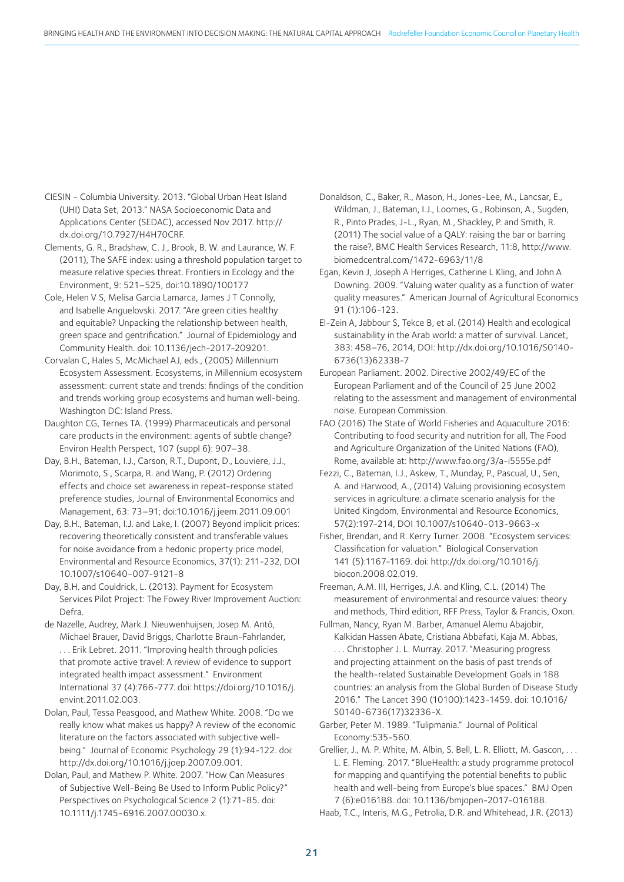CIESIN - Columbia University. 2013. "Global Urban Heat Island (UHI) Data Set, 2013." NASA Socioeconomic Data and Applications Center (SEDAC), accessed Nov 2017. http://dx.doi.org/10.7927/H4H70CRF.

Clements, G. R., Bradshaw, C. J., Brook, B. W. and Laurance, W. F. (2011), The SAFE index: using a threshold population target to measure relative species threat. Frontiers in Ecology and the Environment, 9: 521–525, doi:10.1890/100177

Cole, Helen V S, Melisa Garcia Lamarca, James J T Connolly, and Isabelle Anguelovski. 2017. "Are green cities healthy and equitable? Unpacking the relationship between health, green space and gentrification." Journal of Epidemiology and Community Health. doi: 10.1136/jech-2017-209201.

Corvalan C, Hales S, McMichael AJ, eds., (2005) Millennium Ecosystem Assessment. Ecosystems, in Millennium ecosystem assessment: current state and trends: findings of the condition and trends working group ecosystems and human well-being. Washington DC: Island Press.

Daughton CG, Ternes TA. (1999) Pharmaceuticals and personal care products in the environment: agents of subtle change? Environ Health Perspect, 107 (suppl 6): 907–38.

Day, B.H., Bateman, I.J., Carson, R.T., Dupont, D., Louviere, J.J., Morimoto, S., Scarpa, R. and Wang, P. (2012) Ordering effects and choice set awareness in repeat-response stated preference studies, Journal of Environmental Economics and Management, 63: 73–91; doi:10.1016/j.jeem.2011.09.001

Day, B.H., Bateman, I.J. and Lake, I. (2007) Beyond implicit prices: recovering theoretically consistent and transferable values for noise avoidance from a hedonic property price model, Environmental and Resource Economics, 37(1): 211-232, DOI 10.1007/s10640-007-9121-8

Day, B.H. and Couldrick, L. (2013). Payment for Ecosystem Services Pilot Project: The Fowey River Improvement Auction: Defra.

de Nazelle, Audrey, Mark J. Nieuwenhuijsen, Josep M. Antó, Michael Brauer, David Briggs, Charlotte Braun-Fahrlander, . . . Erik Lebret. 2011. "Improving health through policies that promote active travel: A review of evidence to support integrated health impact assessment." Environment International 37 (4):766-777. doi: https://doi.org/10.1016/j.envint.2011.02.003.

Dolan, Paul, Tessa Peasgood, and Mathew White. 2008. "Do we really know what makes us happy? A review of the economic literature on the factors associated with subjective well-being." Journal of Economic Psychology 29 (1):94-122. doi: http://dx.doi.org/10.1016/j.joep.2007.09.001.

Dolan, Paul, and Mathew P. White. 2007. "How Can Measures of Subjective Well-Being Be Used to Inform Public Policy?" Perspectives on Psychological Science 2 (1):71-85. doi: 10.1111/j.1745-6916.2007.00030.x.

Donaldson, C., Baker, R., Mason, H., Jones-Lee, M., Lancsar, E., Wildman, J., Bateman, I.J., Loomes, G., Robinson, A., Sugden, R., Pinto Prades, J-L., Ryan, M., Shackley, P. and Smith, R. (2011) The social value of a QALY: raising the bar or barring the raise?, BMC Health Services Research, 11:8, http://www.biomedcentral.com/1472-6963/11/8

Egan, Kevin J, Joseph A Herriges, Catherine L Kling, and John A Downing. 2009. "Valuing water quality as a function of water quality measures." American Journal of Agricultural Economics 91 (1):106-123.

El-Zein A, Jabbour S, Tekce B, et al. (2014) Health and ecological sustainability in the Arab world: a matter of survival. Lancet, 383: 458–76, 2014, DOI: http://dx.doi.org/10.1016/S0140-6736(13)62338-7

European Parliament. 2002. Directive 2002/49/EC of the European Parliament and of the Council of 25 June 2002 relating to the assessment and management of environmental noise. European Commission.

FAO (2016) The State of World Fisheries and Aquaculture 2016: Contributing to food security and nutrition for all, The Food and Agriculture Organization of the United Nations (FAO), Rome, available at: http://www.fao.org/3/a-i5555e.pdf

Fezzi, C., Bateman, I.J., Askew, T., Munday, P., Pascual, U., Sen, A. and Harwood, A., (2014) Valuing provisioning ecosystem services in agriculture: a climate scenario analysis for the United Kingdom, Environmental and Resource Economics, 57(2):197-214, DOI 10.1007/s10640-013-9663-x

Fisher, Brendan, and R. Kerry Turner. 2008. "Ecosystem services: Classification for valuation." Biological Conservation 141 (5):1167-1169. doi: http://dx.doi.org/10.1016/j.biocon.2008.02.019.

Freeman, A.M. III, Herriges, J.A. and Kling, C.L. (2014) The measurement of environmental and resource values: theory and methods, Third edition, RFF Press, Taylor & Francis, Oxon.

Fullman, Nancy, Ryan M. Barber, Amanuel Alemu Abajobir, Kalkidan Hassen Abate, Cristiana Abbafati, Kaja M. Abbas, . . . Christopher J. L. Murray. 2017. "Measuring progress and projecting attainment on the basis of past trends of the health-related Sustainable Development Goals in 188 countries: an analysis from the Global Burden of Disease Study 2016." The Lancet 390 (10100):1423-1459. doi: 10.1016/S0140-6736(17)32336-X.

Garber, Peter M. 1989. "Tulipmania." Journal of Political Economy:535-560.

Grellier, J., M. P. White, M. Albin, S. Bell, L. R. Elliott, M. Gascon, . . . L. E. Fleming. 2017. "BlueHealth: a study programme protocol for mapping and quantifying the potential benefits to public health and well-being from Europe's blue spaces." BMJ Open 7 (6):e016188. doi: 10.1136/bmjopen-2017-016188.

Haab, T.C., Interis, M.G., Petrolia, D.R. and Whitehead, J.R. (2013)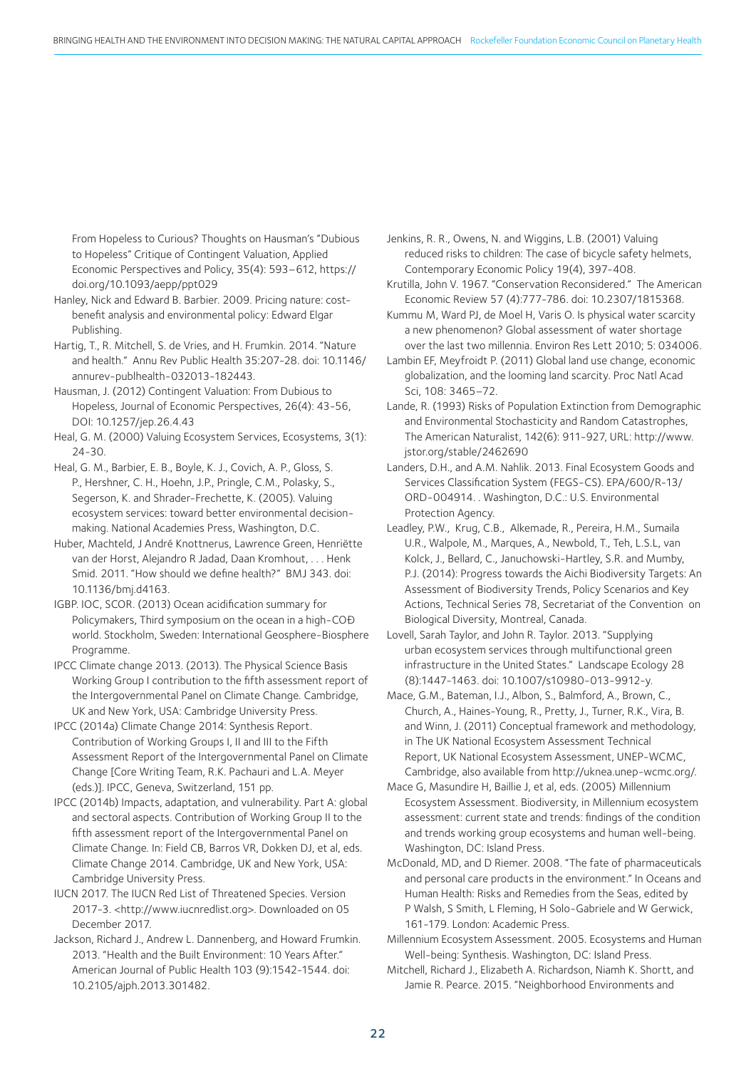From Hopeless to Curious? Thoughts on Hausman's "Dubious to Hopeless" Critique of Contingent Valuation, Applied Economic Perspectives and Policy, 35(4): 593–612, https://doi.org/10.1093/aepp/ppt029

Hanley, Nick and Edward B. Barbier. 2009. Pricing nature: cost-benefit analysis and environmental policy: Edward Elgar Publishing.

Hartig, T., R. Mitchell, S. de Vries, and H. Frumkin. 2014. "Nature and health." Annu Rev Public Health 35:207-28. doi: 10.1146/annurev-publhealth-032013-182443.

Hausman, J. (2012) Contingent Valuation: From Dubious to Hopeless, Journal of Economic Perspectives, 26(4): 43-56, DOI: 10.1257/jep.26.4.43

Heal, G. M. (2000) Valuing Ecosystem Services, Ecosystems, 3(1): 24-30.

Heal, G. M., Barbier, E. B., Boyle, K. J., Covich, A. P., Gloss, S. P., Hershner, C. H., Hoehn, J.P., Pringle, C.M., Polasky, S., Segerson, K. and Shrader-Frechette, K. (2005). Valuing ecosystem services: toward better environmental decision-making. National Academies Press, Washington, D.C.

Huber, Machteld, J André Knottnerus, Lawrence Green, Henriëtte van der Horst, Alejandro R Jadad, Daan Kromhout, . . . Henk Smid. 2011. "How should we define health?" BMJ 343. doi: 10.1136/bmj.d4163.

IGBP. IOC, SCOR. (2013) Ocean acidification summary for Policymakers, Third symposium on the ocean in a high-COĐ world. Stockholm, Sweden: International Geosphere-Biosphere Programme.

IPCC Climate change 2013. (2013). The Physical Science Basis Working Group I contribution to the fifth assessment report of the Intergovernmental Panel on Climate Change. Cambridge, UK and New York, USA: Cambridge University Press.

IPCC (2014a) Climate Change 2014: Synthesis Report. Contribution of Working Groups I, II and III to the Fifth Assessment Report of the Intergovernmental Panel on Climate Change [Core Writing Team, R.K. Pachauri and L.A. Meyer (eds.)]. IPCC, Geneva, Switzerland, 151 pp.

IPCC (2014b) Impacts, adaptation, and vulnerability. Part A: global and sectoral aspects. Contribution of Working Group II to the fifth assessment report of the Intergovernmental Panel on Climate Change. In: Field CB, Barros VR, Dokken DJ, et al, eds. Climate Change 2014. Cambridge, UK and New York, USA: Cambridge University Press.

IUCN 2017. The IUCN Red List of Threatened Species. Version 2017-3. <http://www.iucnredlist.org>. Downloaded on 05 December 2017.

Jackson, Richard J., Andrew L. Dannenberg, and Howard Frumkin. 2013. "Health and the Built Environment: 10 Years After." American Journal of Public Health 103 (9):1542-1544. doi: 10.2105/ajph.2013.301482.

Jenkins, R. R., Owens, N. and Wiggins, L.B. (2001) Valuing reduced risks to children: The case of bicycle safety helmets, Contemporary Economic Policy 19(4), 397-408.

Krutilla, John V. 1967. "Conservation Reconsidered." The American Economic Review 57 (4):777-786. doi: 10.2307/1815368.

Kummu M, Ward PJ, de Moel H, Varis O. Is physical water scarcity a new phenomenon? Global assessment of water shortage over the last two millennia. Environ Res Lett 2010; 5: 034006.

Lambin EF, Meyfroidt P. (2011) Global land use change, economic globalization, and the looming land scarcity. Proc Natl Acad Sci, 108: 3465–72.

Lande, R. (1993) Risks of Population Extinction from Demographic and Environmental Stochasticity and Random Catastrophes, The American Naturalist, 142(6): 911-927, URL: http://www.jstor.org/stable/2462690

Landers, D.H., and A.M. Nahlik. 2013. Final Ecosystem Goods and Services Classification System (FEGS-CS). EPA/600/R-13/ORD-004914. . Washington, D.C.: U.S. Environmental Protection Agency.

Leadley, P.W., Krug, C.B., Alkemade, R., Pereira, H.M., Sumaila U.R., Walpole, M., Marques, A., Newbold, T., Teh, L.S.L, van Kolck, J., Bellard, C., Januchowski-Hartley, S.R. and Mumby, P.J. (2014): Progress towards the Aichi Biodiversity Targets: An Assessment of Biodiversity Trends, Policy Scenarios and Key Actions, Technical Series 78, Secretariat of the Convention on Biological Diversity, Montreal, Canada.

Lovell, Sarah Taylor, and John R. Taylor. 2013. "Supplying urban ecosystem services through multifunctional green infrastructure in the United States." Landscape Ecology 28 (8):1447-1463. doi: 10.1007/s10980-013-9912-y.

Mace, G.M., Bateman, I.J., Albon, S., Balmford, A., Brown, C., Church, A., Haines-Young, R., Pretty, J., Turner, R.K., Vira, B. and Winn, J. (2011) Conceptual framework and methodology, in The UK National Ecosystem Assessment Technical Report, UK National Ecosystem Assessment, UNEP-WCMC, Cambridge, also available from http://uknea.unep-wcmc.org/.

Mace G, Masundire H, Baillie J, et al, eds. (2005) Millennium Ecosystem Assessment. Biodiversity, in Millennium ecosystem assessment: current state and trends: findings of the condition and trends working group ecosystems and human well-being. Washington, DC: Island Press.

McDonald, MD, and D Riemer. 2008. "The fate of pharmaceuticals and personal care products in the environment." In Oceans and Human Health: Risks and Remedies from the Seas, edited by P Walsh, S Smith, L Fleming, H Solo-Gabriele and W Gerwick, 161-179. London: Academic Press.

Millennium Ecosystem Assessment. 2005. Ecosystems and Human Well-being: Synthesis. Washington, DC: Island Press.

Mitchell, Richard J., Elizabeth A. Richardson, Niamh K. Shortt, and Jamie R. Pearce. 2015. "Neighborhood Environments and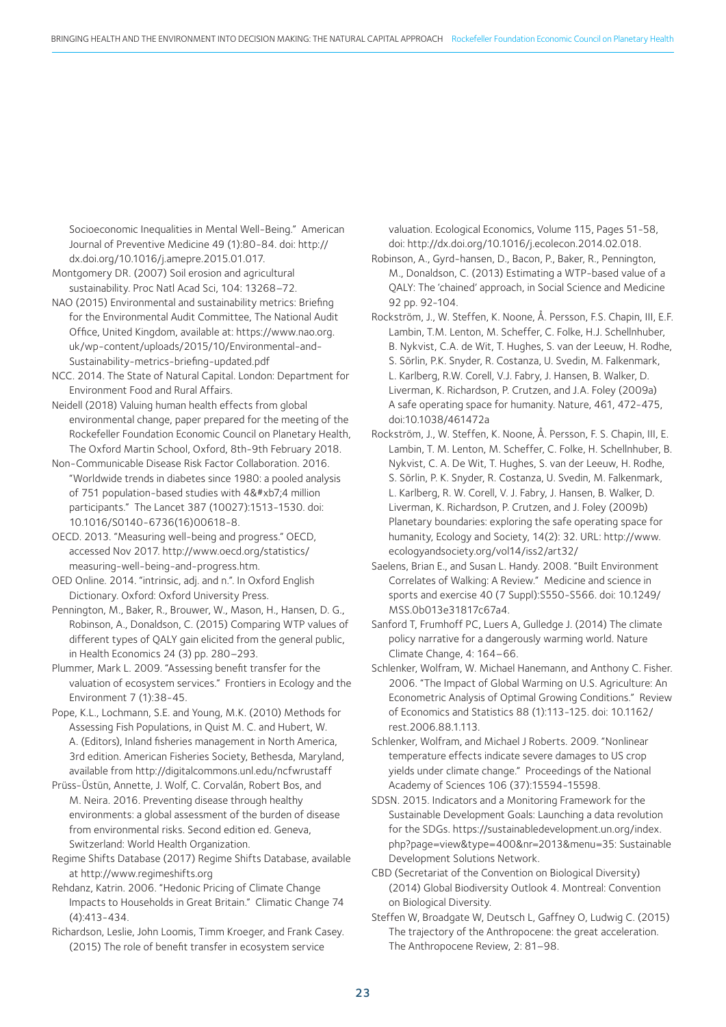Socioeconomic Inequalities in Mental Well-Being." American Journal of Preventive Medicine 49 (1):80-84. doi: http://dx.doi.org/10.1016/j.amepre.2015.01.017.

Montgomery DR. (2007) Soil erosion and agricultural sustainability. Proc Natl Acad Sci, 104: 13268–72.

NAO (2015) Environmental and sustainability metrics: Briefing for the Environmental Audit Committee, The National Audit Office, United Kingdom, available at: https://www.nao.org.uk/wp-content/uploads/2015/10/Environmental-and-Sustainability-metrics-briefing-updated.pdf

NCC. 2014. The State of Natural Capital. London: Department for Environment Food and Rural Affairs.

Neidell (2018) Valuing human health effects from global environmental change, paper prepared for the meeting of the Rockefeller Foundation Economic Council on Planetary Health, The Oxford Martin School, Oxford, 8th-9th February 2018.

Non-Communicable Disease Risk Factor Collaboration. 2016. "Worldwide trends in diabetes since 1980: a pooled analysis of 751 population-based studies with 4&#xb7;4 million participants." The Lancet 387 (10027):1513-1530. doi: 10.1016/S0140-6736(16)00618-8.

OECD. 2013. "Measuring well-being and progress." OECD, accessed Nov 2017. http://www.oecd.org/statistics/measuring-well-being-and-progress.htm.

OED Online. 2014. "intrinsic, adj. and n.". In Oxford English Dictionary. Oxford: Oxford University Press.

Pennington, M., Baker, R., Brouwer, W., Mason, H., Hansen, D. G., Robinson, A., Donaldson, C. (2015) Comparing WTP values of different types of QALY gain elicited from the general public, in Health Economics 24 (3) pp. 280–293.

Plummer, Mark L. 2009. "Assessing benefit transfer for the valuation of ecosystem services." Frontiers in Ecology and the Environment 7 (1):38-45.

Pope, K.L., Lochmann, S.E. and Young, M.K. (2010) Methods for Assessing Fish Populations, in Quist M. C. and Hubert, W. A. (Editors), Inland fisheries management in North America, 3rd edition. American Fisheries Society, Bethesda, Maryland, available from http://digitalcommons.unl.edu/ncfwrustaff

Prüss-Üstün, Annette, J. Wolf, C. Corvalán, Robert Bos, and M. Neira. 2016. Preventing disease through healthy environments: a global assessment of the burden of disease from environmental risks. Second edition ed. Geneva, Switzerland: World Health Organization.

Regime Shifts Database (2017) Regime Shifts Database, available at http://www.regimeshifts.org

Rehdanz, Katrin. 2006. "Hedonic Pricing of Climate Change Impacts to Households in Great Britain." Climatic Change 74 (4):413-434.

Richardson, Leslie, John Loomis, Timm Kroeger, and Frank Casey. (2015) The role of benefit transfer in ecosystem service valuation. Ecological Economics, Volume 115, Pages 51-58, doi: http://dx.doi.org/10.1016/j.ecolecon.2014.02.018.

Robinson, A., Gyrd-hansen, D., Bacon, P., Baker, R., Pennington, M., Donaldson, C. (2013) Estimating a WTP-based value of a QALY: The 'chained' approach, in Social Science and Medicine 92 pp. 92-104.

Rockström, J., W. Steffen, K. Noone, Å. Persson, F.S. Chapin, III, E.F. Lambin, T.M. Lenton, M. Scheffer, C. Folke, H.J. Schellnhuber, B. Nykvist, C.A. de Wit, T. Hughes, S. van der Leeuw, H. Rodhe, S. Sörlin, P.K. Snyder, R. Costanza, U. Svedin, M. Falkenmark, L. Karlberg, R.W. Corell, V.J. Fabry, J. Hansen, B. Walker, D. Liverman, K. Richardson, P. Crutzen, and J.A. Foley (2009a) A safe operating space for humanity. Nature, 461, 472-475, doi:10.1038/461472a

Rockström, J., W. Steffen, K. Noone, Å. Persson, F. S. Chapin, III, E. Lambin, T. M. Lenton, M. Scheffer, C. Folke, H. Schellnhuber, B. Nykvist, C. A. De Wit, T. Hughes, S. van der Leeuw, H. Rodhe, S. Sörlin, P. K. Snyder, R. Costanza, U. Svedin, M. Falkenmark, L. Karlberg, R. W. Corell, V. J. Fabry, J. Hansen, B. Walker, D. Liverman, K. Richardson, P. Crutzen, and J. Foley (2009b) Planetary boundaries: exploring the safe operating space for humanity, Ecology and Society, 14(2): 32. URL: http://www.ecologyandsociety.org/vol14/iss2/art32/

Saelens, Brian E., and Susan L. Handy. 2008. "Built Environment Correlates of Walking: A Review." Medicine and science in sports and exercise 40 (7 Suppl):S550-S566. doi: 10.1249/MSS.0b013e31817c67a4.

Sanford T, Frumhoff PC, Luers A, Gulledge J. (2014) The climate policy narrative for a dangerously warming world. Nature Climate Change, 4: 164–66.

Schlenker, Wolfram, W. Michael Hanemann, and Anthony C. Fisher. 2006. "The Impact of Global Warming on U.S. Agriculture: An Econometric Analysis of Optimal Growing Conditions." Review of Economics and Statistics 88 (1):113-125. doi: 10.1162/rest.2006.88.1.113.

Schlenker, Wolfram, and Michael J Roberts. 2009. "Nonlinear temperature effects indicate severe damages to US crop yields under climate change." Proceedings of the National Academy of Sciences 106 (37):15594-15598.

SDSN. 2015. Indicators and a Monitoring Framework for the Sustainable Development Goals: Launching a data revolution for the SDGs. https://sustainabledevelopment.un.org/index.php?page=view&type=400&nr=2013&menu=35: Sustainable Development Solutions Network.

CBD (Secretariat of the Convention on Biological Diversity) (2014) Global Biodiversity Outlook 4. Montreal: Convention on Biological Diversity.

Steffen W, Broadgate W, Deutsch L, Gaffney O, Ludwig C. (2015) The trajectory of the Anthropocene: the great acceleration. The Anthropocene Review, 2: 81–98.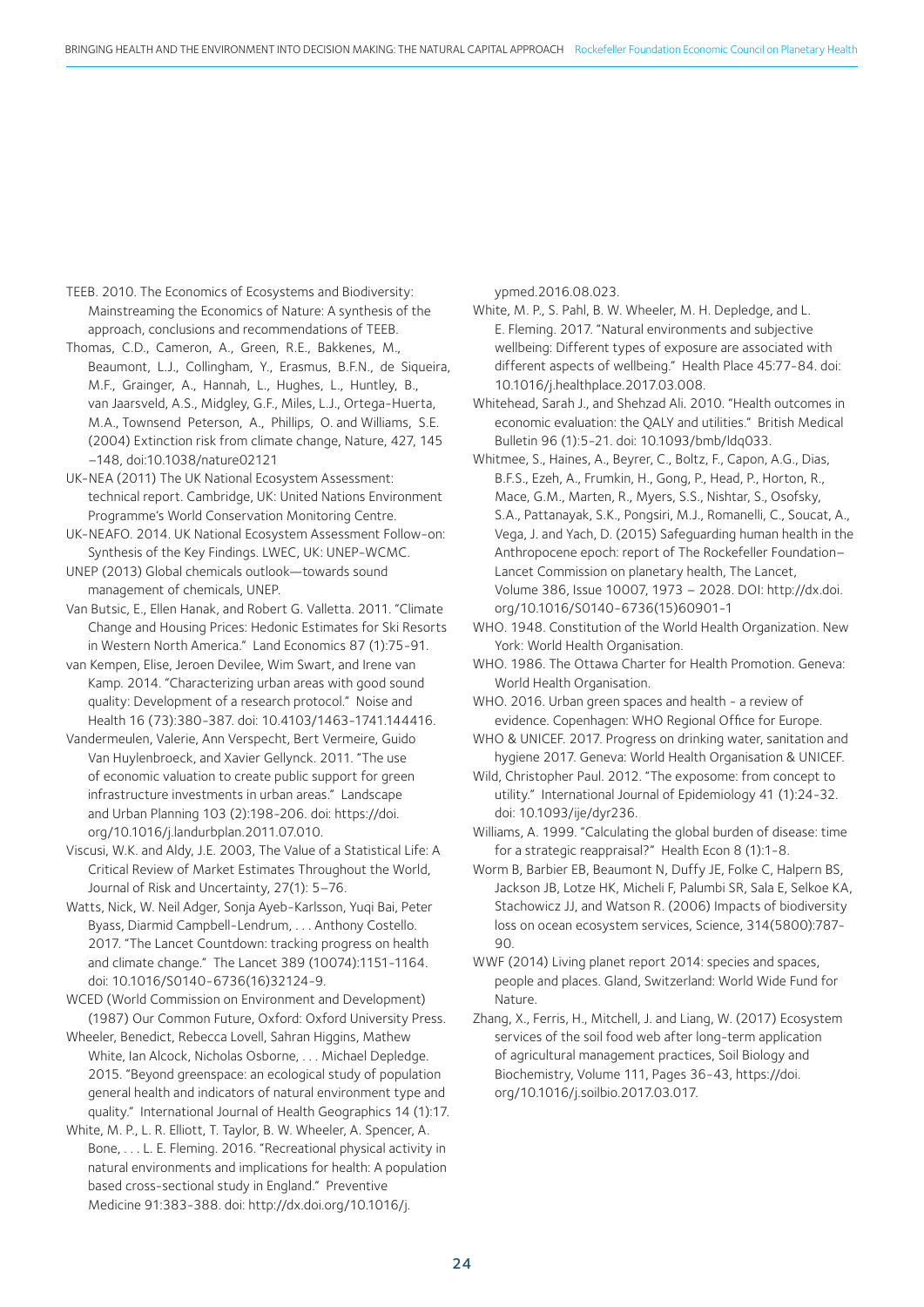TEEB. 2010. The Economics of Ecosystems and Biodiversity: Mainstreaming the Economics of Nature: A synthesis of the approach, conclusions and recommendations of TEEB.

Thomas, C.D., Cameron, A., Green, R.E., Bakkenes, M., Beaumont, L.J., Collingham, Y., Erasmus, B.F.N., de Siqueira, M.F., Grainger, A., Hannah, L., Hughes, L., Huntley, B., van Jaarsveld, A.S., Midgley, G.F., Miles, L.J., Ortega-Huerta, M.A., Townsend Peterson, A., Phillips, O. and Williams, S.E. (2004) Extinction risk from climate change, Nature, 427, 145 –148, doi:10.1038/nature02121

UK-NEA (2011) The UK National Ecosystem Assessment: technical report. Cambridge, UK: United Nations Environment Programme's World Conservation Monitoring Centre.

UK-NEAFO. 2014. UK National Ecosystem Assessment Follow-on: Synthesis of the Key Findings. LWEC, UK: UNEP-WCMC.

UNEP (2013) Global chemicals outlook—towards sound management of chemicals, UNEP.

Van Butsic, E., Ellen Hanak, and Robert G. Valletta. 2011. "Climate Change and Housing Prices: Hedonic Estimates for Ski Resorts in Western North America." Land Economics 87 (1):75-91.

van Kempen, Elise, Jeroen Devilee, Wim Swart, and Irene van Kamp. 2014. "Characterizing urban areas with good sound quality: Development of a research protocol." Noise and Health 16 (73):380-387. doi: 10.4103/1463-1741.144416.

Vandermeulen, Valerie, Ann Verspecht, Bert Vermeire, Guido Van Huylenbroeck, and Xavier Gellynck. 2011. "The use of economic valuation to create public support for green infrastructure investments in urban areas." Landscape and Urban Planning 103 (2):198-206. doi: https://doi.org/10.1016/j.landurbplan.2011.07.010.

Viscusi, W.K. and Aldy, J.E. 2003, The Value of a Statistical Life: A Critical Review of Market Estimates Throughout the World, Journal of Risk and Uncertainty, 27(1): 5–76.

Watts, Nick, W. Neil Adger, Sonja Ayeb-Karlsson, Yuqi Bai, Peter Byass, Diarmid Campbell-Lendrum, . . . Anthony Costello. 2017. "The Lancet Countdown: tracking progress on health and climate change." The Lancet 389 (10074):1151-1164. doi: 10.1016/S0140-6736(16)32124-9.

WCED (World Commission on Environment and Development) (1987) Our Common Future, Oxford: Oxford University Press.

Wheeler, Benedict, Rebecca Lovell, Sahran Higgins, Mathew White, Ian Alcock, Nicholas Osborne, . . . Michael Depledge. 2015. "Beyond greenspace: an ecological study of population general health and indicators of natural environment type and quality." International Journal of Health Geographics 14 (1):17.

White, M. P., L. R. Elliott, T. Taylor, B. W. Wheeler, A. Spencer, A. Bone, . . . L. E. Fleming. 2016. "Recreational physical activity in natural environments and implications for health: A population based cross-sectional study in England." Preventive Medicine 91:383-388. doi: http://dx.doi.org/10.1016/j.ypmed.2016.08.023.

White, M. P., S. Pahl, B. W. Wheeler, M. H. Depledge, and L. E. Fleming. 2017. "Natural environments and subjective wellbeing: Different types of exposure are associated with different aspects of wellbeing." Health Place 45:77-84. doi: 10.1016/j.healthplace.2017.03.008.

Whitehead, Sarah J., and Shehzad Ali. 2010. "Health outcomes in economic evaluation: the QALY and utilities." British Medical Bulletin 96 (1):5-21. doi: 10.1093/bmb/ldq033.

Whitmee, S., Haines, A., Beyrer, C., Boltz, F., Capon, A.G., Dias, B.F.S., Ezeh, A., Frumkin, H., Gong, P., Head, P., Horton, R., Mace, G.M., Marten, R., Myers, S.S., Nishtar, S., Osofsky, S.A., Pattanayak, S.K., Pongsiri, M.J., Romanelli, C., Soucat, A., Vega, J. and Yach, D. (2015) Safeguarding human health in the Anthropocene epoch: report of The Rockefeller Foundation–Lancet Commission on planetary health, The Lancet, Volume 386, Issue 10007, 1973 – 2028. DOI: http://dx.doi.org/10.1016/S0140-6736(15)60901-1

WHO. 1948. Constitution of the World Health Organization. New York: World Health Organisation.

WHO. 1986. The Ottawa Charter for Health Promotion. Geneva: World Health Organisation.

WHO. 2016. Urban green spaces and health - a review of evidence. Copenhagen: WHO Regional Office for Europe.

WHO & UNICEF. 2017. Progress on drinking water, sanitation and hygiene 2017. Geneva: World Health Organisation & UNICEF.

Wild, Christopher Paul. 2012. "The exposome: from concept to utility." International Journal of Epidemiology 41 (1):24-32. doi: 10.1093/ije/dyr236.

Williams, A. 1999. "Calculating the global burden of disease: time for a strategic reappraisal?" Health Econ 8 (1):1-8.

Worm B, Barbier EB, Beaumont N, Duffy JE, Folke C, Halpern BS, Jackson JB, Lotze HK, Micheli F, Palumbi SR, Sala E, Selkoe KA, Stachowicz JJ, and Watson R. (2006) Impacts of biodiversity loss on ocean ecosystem services, Science, 314(5800):787-90.

WWF (2014) Living planet report 2014: species and spaces, people and places. Gland, Switzerland: World Wide Fund for Nature.

Zhang, X., Ferris, H., Mitchell, J. and Liang, W. (2017) Ecosystem services of the soil food web after long-term application of agricultural management practices, Soil Biology and Biochemistry, Volume 111, Pages 36-43, https://doi.org/10.1016/j.soilbio.2017.03.017.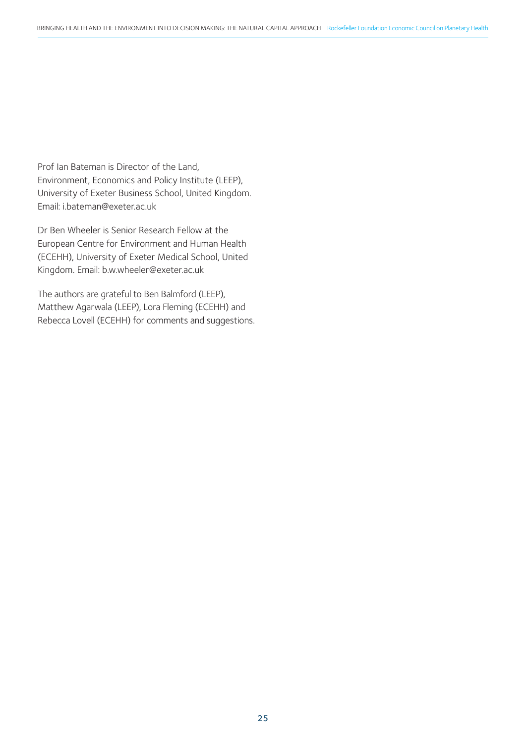Prof Ian Bateman is Director of the Land, Environment, Economics and Policy Institute (LEEP), University of Exeter Business School, United Kingdom. Email: i.bateman@exeter.ac.uk

Dr Ben Wheeler is Senior Research Fellow at the European Centre for Environment and Human Health (ECEHH), University of Exeter Medical School, United Kingdom. Email: b.w.wheeler@exeter.ac.uk

The authors are grateful to Ben Balmford (LEEP), Matthew Agarwala (LEEP), Lora Fleming (ECEHH) and Rebecca Lovell (ECEHH) for comments and suggestions.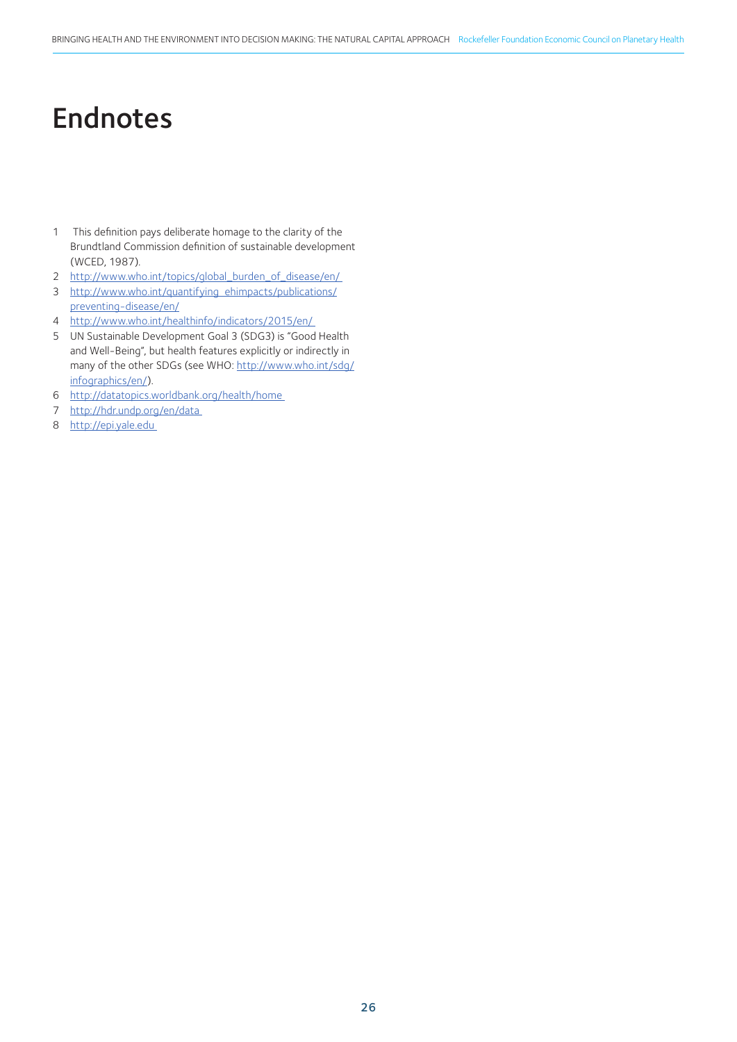# Endnotes

1. This definition pays deliberate homage to the clarity of the Brundtland Commission definition of sustainable development (WCED, 1987).
2. http://www.who.int/topics/global_burden_of_disease/en/
3. http://www.who.int/quantifying_ehimpacts/publications/preventing-disease/en/
4. http://www.who.int/healthinfo/indicators/2015/en/
5. UN Sustainable Development Goal 3 (SDG3) is "Good Health and Well-Being", but health features explicitly or indirectly in many of the other SDGs (see WHO: http://www.who.int/sdg/infographics/en/).
6. http://datatopics.worldbank.org/health/home
7. http://hdr.undp.org/en/data
8. http://epi.yale.edu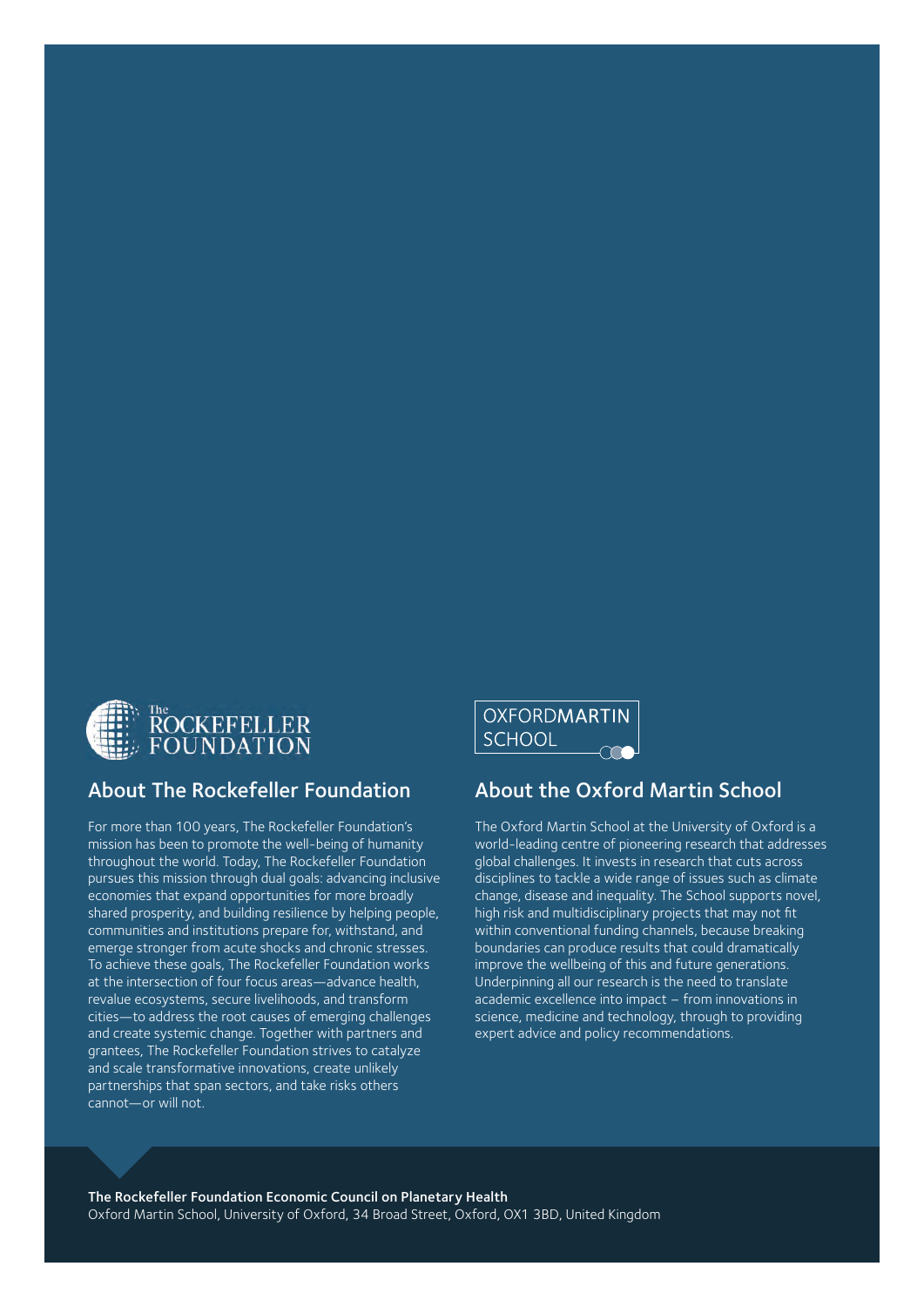The ROCKEFELLER FOUNDATION

## About The Rockefeller Foundation

For more than 100 years, The Rockefeller Foundation's mission has been to promote the well-being of humanity throughout the world. Today, The Rockefeller Foundation pursues this mission through dual goals: advancing inclusive economies that expand opportunities for more broadly shared prosperity, and building resilience by helping people, communities and institutions prepare for, withstand, and emerge stronger from acute shocks and chronic stresses. To achieve these goals, The Rockefeller Foundation works at the intersection of four focus areas—advance health, revalue ecosystems, secure livelihoods, and transform cities—to address the root causes of emerging challenges and create systemic change. Together with partners and grantees, The Rockefeller Foundation strives to catalyze and scale transformative innovations, create unlikely partnerships that span sectors, and take risks others cannot—or will not.

OXFORDMARTIN SCHOOL

## About the Oxford Martin School

The Oxford Martin School at the University of Oxford is a world-leading centre of pioneering research that addresses global challenges. It invests in research that cuts across disciplines to tackle a wide range of issues such as climate change, disease and inequality. The School supports novel, high risk and multidisciplinary projects that may not fit within conventional funding channels, because breaking boundaries can produce results that could dramatically improve the wellbeing of this and future generations. Underpinning all our research is the need to translate academic excellence into impact – from innovations in science, medicine and technology, through to providing expert advice and policy recommendations.

**The Rockefeller Foundation Economic Council on Planetary Health**
Oxford Martin School, University of Oxford, 34 Broad Street, Oxford, OX1 3BD, United Kingdom